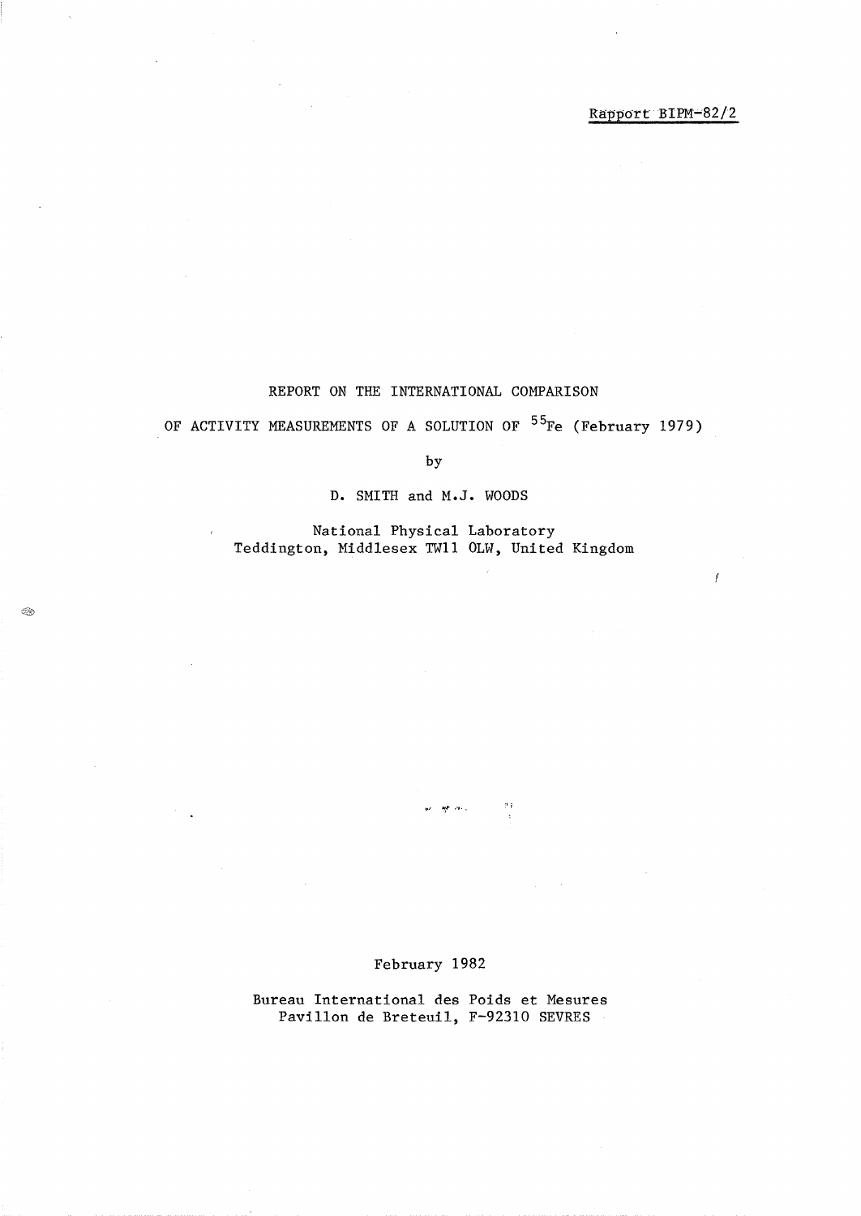Rapport BIPM-82/2

# REPORT ON THE INTERNATIONAL COMPARISON OF ACTIVITY MEASUREMENTS OF A SOLUTION OF $^{55}Fe$ (February 1979)

by

D. SMITH and M.J. WOODS

National Physical Laboratory
Teddington, Middlesex TW11 0LW, United Kingdom

February 1982

Bureau International des Poids et Mesures
Pavillon de Breteuil, F-92310 SEVRES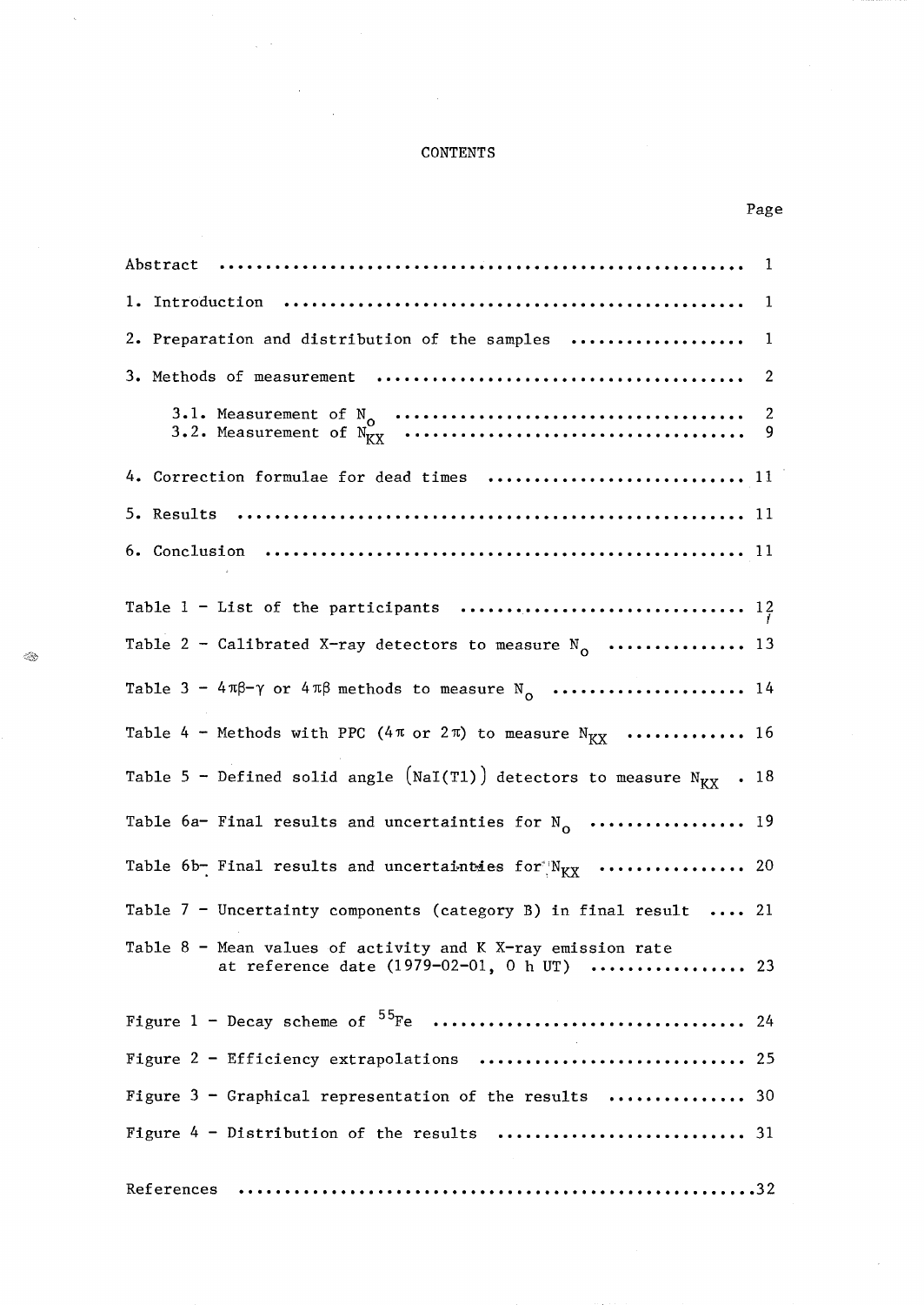# CONTENTS

| | Page |
|---|---|
| Abstract | 1 |
| 1. Introduction | 1 |
| 2. Preparation and distribution of the samples | 1 |
| 3. Methods of measurement | 2 |
| 3.1. Measurement of $N_o$ | 2 |
| 3.2. Measurement of $N_{KX}$ | 9 |
| 4. Correction formulae for dead times | 11 |
| 5. Results | 11 |
| 6. Conclusion | 11 |
| Table 1 - List of the participants | 12 |
| Table 2 - Calibrated X-ray detectors to measure $N_o$ | 13 |
| Table 3 - $4\pi\beta$-$\gamma$ or $4\pi\beta$ methods to measure $N_o$ | 14 |
| Table 4 - Methods with PPC ($4\pi$ or $2\pi$) to measure $N_{KX}$ | 16 |
| Table 5 - Defined solid angle (NaI(Tl)) detectors to measure $N_{KX}$ | 18 |
| Table 6a- Final results and uncertainties for $N_o$ | 19 |
| Table 6b- Final results and uncertainties for $N_{KX}$ | 20 |
| Table 7 - Uncertainty components (category B) in final result | 21 |
| Table 8 - Mean values of activity and K X-ray emission rate at reference date (1979-02-01, 0 h UT) | 23 |
| Figure 1 - Decay scheme of $^{55}$Fe | 24 |
| Figure 2 - Efficiency extrapolations | 25 |
| Figure 3 - Graphical representation of the results | 30 |
| Figure 4 - Distribution of the results | 31 |
| References | 32 |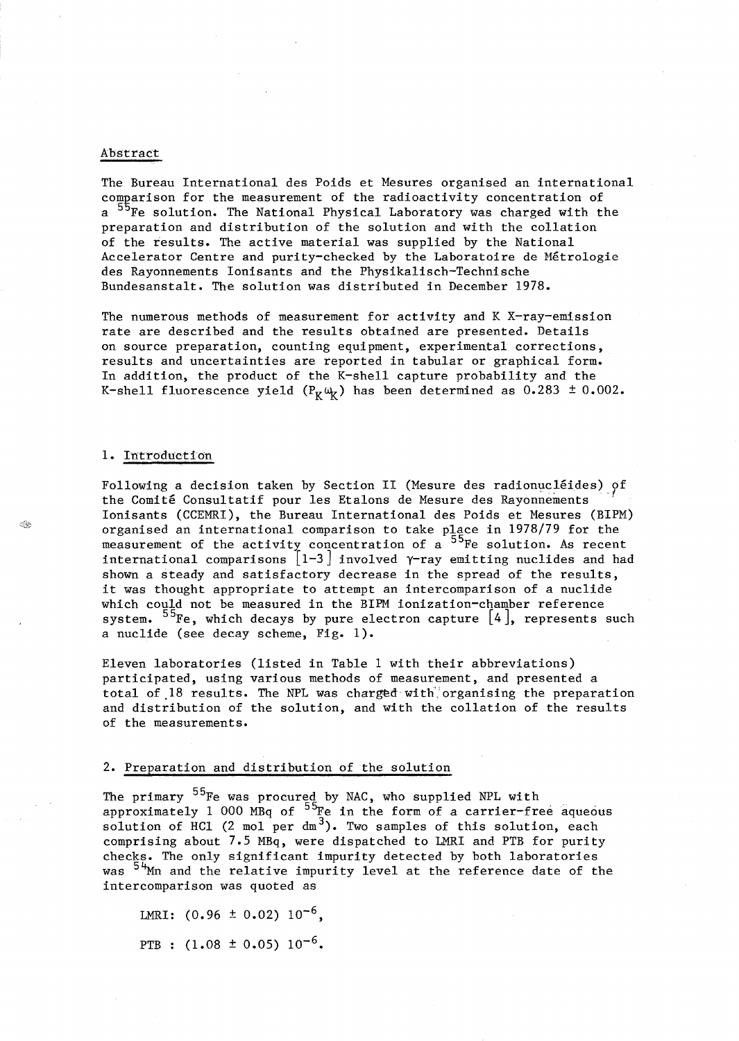## Abstract

The Bureau International des Poids et Mesures organised an international comparison for the measurement of the radioactivity concentration of a $^{55}Fe$ solution. The National Physical Laboratory was charged with the preparation and distribution of the solution and with the collation of the results. The active material was supplied by the National Accelerator Centre and purity-checked by the Laboratoire de Métrologie des Rayonnements Ionisants and the Physikalisch-Technische Bundesanstalt. The solution was distributed in December 1978.

The numerous methods of measurement for activity and K X-ray-emission rate are described and the results obtained are presented. Details on source preparation, counting equipment, experimental corrections, results and uncertainties are reported in tabular or graphical form. In addition, the product of the K-shell capture probability and the K-shell fluorescence yield ($P_K \omega_K$) has been determined as 0.283 ± 0.002.

## 1. Introduction

Following a decision taken by Section II (Mesure des radionucléides) of the Comité Consultatif pour les Etalons de Mesure des Rayonnements Ionisants (CCEMRI), the Bureau International des Poids et Mesures (BIPM) organised an international comparison to take place in 1978/79 for the measurement of the activity concentration of a $^{55}Fe$ solution. As recent international comparisons [1-3] involved γ-ray emitting nuclides and had shown a steady and satisfactory decrease in the spread of the results, it was thought appropriate to attempt an intercomparison of a nuclide which could not be measured in the BIPM ionization-chamber reference system. $^{55}Fe$, which decays by pure electron capture [4], represents such a nuclide (see decay scheme, Fig. 1).

Eleven laboratories (listed in Table 1 with their abbreviations) participated, using various methods of measurement, and presented a total of 18 results. The NPL was charged with organising the preparation and distribution of the solution, and with the collation of the results of the measurements.

## 2. Preparation and distribution of the solution

The primary $^{55}Fe$ was procured by NAC, who supplied NPL with approximately 1 000 MBq of $^{55}Fe$ in the form of a carrier-free aqueous solution of HCl (2 mol per $dm^3$). Two samples of this solution, each comprising about 7.5 MBq, were dispatched to LMRI and PTB for purity checks. The only significant impurity detected by both laboratories was $^{54}Mn$ and the relative impurity level at the reference date of the intercomparison was quoted as

LMRI: $(0.96 \pm 0.02)\ 10^{-6}$,

PTB : $(1.08 \pm 0.05)\ 10^{-6}$.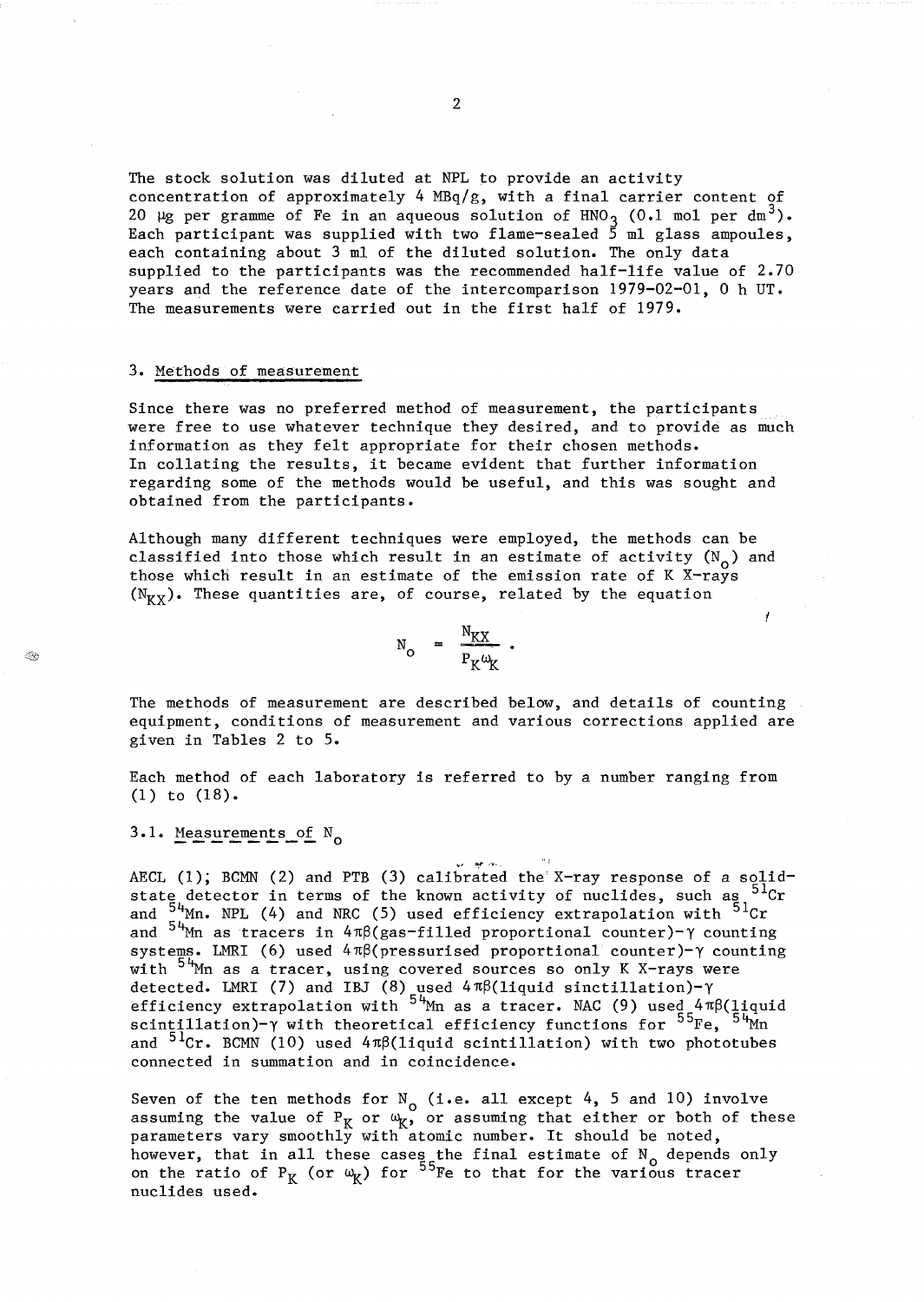The stock solution was diluted at NPL to provide an activity concentration of approximately 4 MBq/g, with a final carrier content of 20 μg per gramme of Fe in an aqueous solution of $HNO_3$ (0.1 mol per $dm^3$). Each participant was supplied with two flame-sealed 5 ml glass ampoules, each containing about 3 ml of the diluted solution. The only data supplied to the participants was the recommended half-life value of 2.70 years and the reference date of the intercomparison 1979-02-01, 0 h UT. The measurements were carried out in the first half of 1979.

## 3. Methods of measurement

Since there was no preferred method of measurement, the participants were free to use whatever technique they desired, and to provide as much information as they felt appropriate for their chosen methods. In collating the results, it became evident that further information regarding some of the methods would be useful, and this was sought and obtained from the participants.

Although many different techniques were employed, the methods can be classified into those which result in an estimate of activity ($N_o$) and those which result in an estimate of the emission rate of K X-rays ($N_{KX}$). These quantities are, of course, related by the equation

$$N_o = \frac{N_{KX}}{P_K \omega_K} .$$

The methods of measurement are described below, and details of counting equipment, conditions of measurement and various corrections applied are given in Tables 2 to 5.

Each method of each laboratory is referred to by a number ranging from (1) to (18).

### 3.1. Measurements of $N_o$

AECL (1); BCMN (2) and PTB (3) calibrated the X-ray response of a solid-state detector in terms of the known activity of nuclides, such as $^{51}Cr$ and $^{54}Mn$. NPL (4) and NRC (5) used efficiency extrapolation with $^{51}Cr$ and $^{54}Mn$ as tracers in $4\pi\beta$(gas-filled proportional counter)-$\gamma$ counting systems. LMRI (6) used $4\pi\beta$(pressurised proportional counter)-$\gamma$ counting with $^{54}Mn$ as a tracer, using covered sources so only K X-rays were detected. LMRI (7) and IBJ (8) used $4\pi\beta$(liquid sinctillation)-$\gamma$ efficiency extrapolation with $^{54}Mn$ as a tracer. NAC (9) used $4\pi\beta$(liquid scintillation)-$\gamma$ with theoretical efficiency functions for $^{55}Fe$, $^{54}Mn$ and $^{51}Cr$. BCMN (10) used $4\pi\beta$(liquid scintillation) with two phototubes connected in summation and in coincidence.

Seven of the ten methods for $N_o$ (i.e. all except 4, 5 and 10) involve assuming the value of $P_K$ or $\omega_K$, or assuming that either or both of these parameters vary smoothly with atomic number. It should be noted, however, that in all these cases the final estimate of $N_o$ depends only on the ratio of $P_K$ (or $\omega_K$) for $^{55}Fe$ to that for the various tracer nuclides used.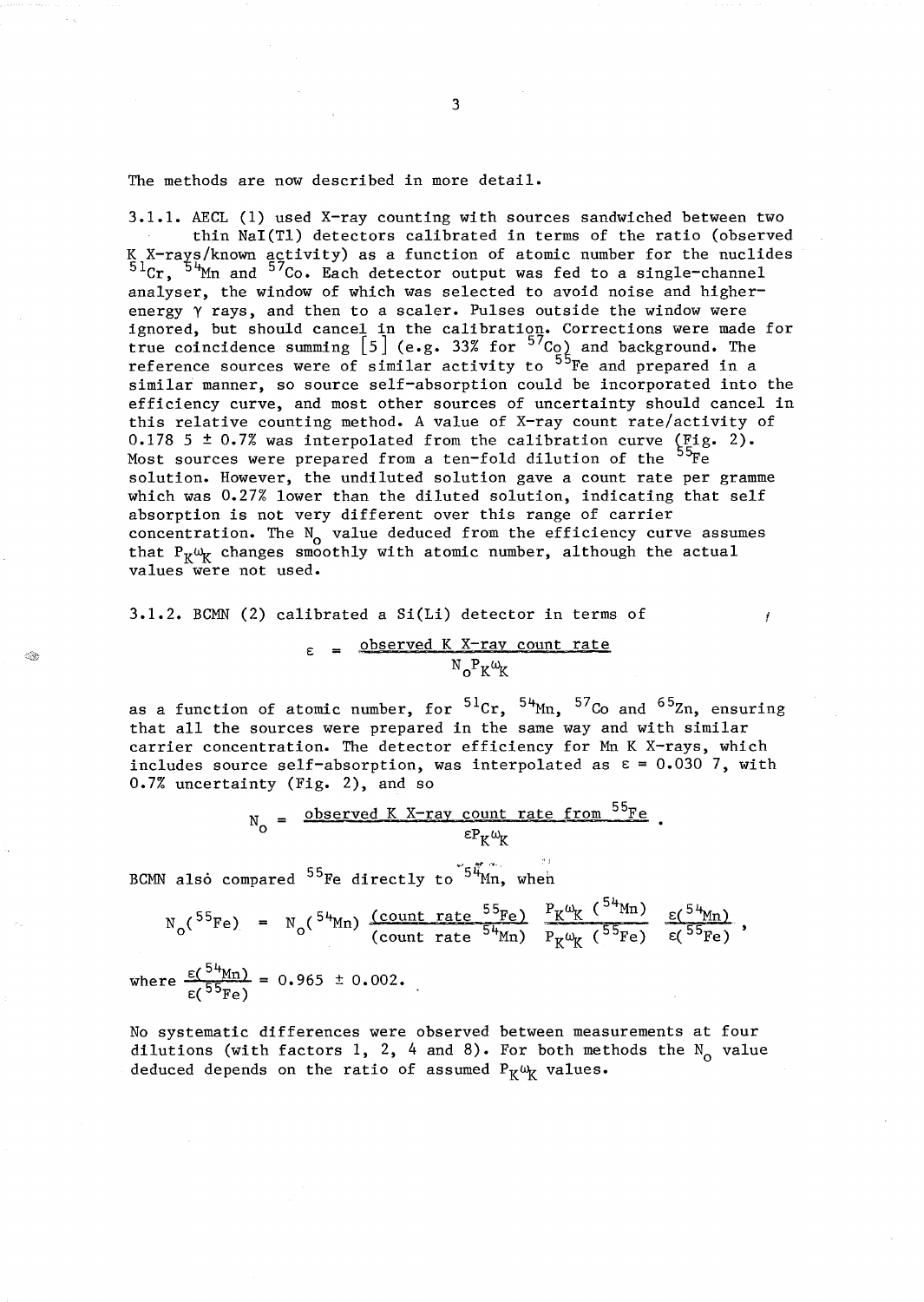The methods are now described in more detail.

3.1.1. AECL (1) used X-ray counting with sources sandwiched between two thin NaI(Tl) detectors calibrated in terms of the ratio (observed K X-rays/known activity) as a function of atomic number for the nuclides $^{51}Cr$, $^{54}Mn$ and $^{57}Co$. Each detector output was fed to a single-channel analyser, the window of which was selected to avoid noise and higher-energy $\gamma$ rays, and then to a scaler. Pulses outside the window were ignored, but should cancel in the calibration. Corrections were made for true coincidence summing [5] (e.g. 33% for $^{57}Co$) and background. The reference sources were of similar activity to $^{55}Fe$ and prepared in a similar manner, so source self-absorption could be incorporated into the efficiency curve, and most other sources of uncertainty should cancel in this relative counting method. A value of X-ray count rate/activity of 0.178 5 ± 0.7% was interpolated from the calibration curve (Fig. 2). Most sources were prepared from a ten-fold dilution of the $^{55}Fe$ solution. However, the undiluted solution gave a count rate per gramme which was 0.27% lower than the diluted solution, indicating that self absorption is not very different over this range of carrier concentration. The $N_o$ value deduced from the efficiency curve assumes that $P_K\omega_K$ changes smoothly with atomic number, although the actual values were not used.

3.1.2. BCMN (2) calibrated a Si(Li) detector in terms of

$$\varepsilon = \frac{\text{observed K X-ray count rate}}{N_o P_K \omega_K}$$

as a function of atomic number, for $^{51}Cr$, $^{54}Mn$, $^{57}Co$ and $^{65}Zn$, ensuring that all the sources were prepared in the same way and with similar carrier concentration. The detector efficiency for Mn K X-rays, which includes source self-absorption, was interpolated as $\varepsilon = 0.030\,7$, with 0.7% uncertainty (Fig. 2), and so

$$N_o = \frac{\text{observed K X-ray count rate from } ^{55}\text{Fe}}{\varepsilon P_K \omega_K} .$$

BCMN also compared $^{55}Fe$ directly to $^{54}Mn$, when

$$N_o(^{55}\text{Fe}) = N_o(^{54}\text{Mn}) \frac{(\text{count rate } ^{55}\text{Fe})}{(\text{count rate } ^{54}\text{Mn})} \frac{P_K\omega_K\ (^{54}\text{Mn})}{P_K\omega_K\ (^{55}\text{Fe})} \frac{\varepsilon(^{54}\text{Mn})}{\varepsilon(^{55}\text{Fe})} ,$$

where $\frac{\varepsilon(^{54}\text{Mn})}{\varepsilon(^{55}\text{Fe})} = 0.965 \pm 0.002$.

No systematic differences were observed between measurements at four dilutions (with factors 1, 2, 4 and 8). For both methods the $N_o$ value deduced depends on the ratio of assumed $P_K\omega_K$ values.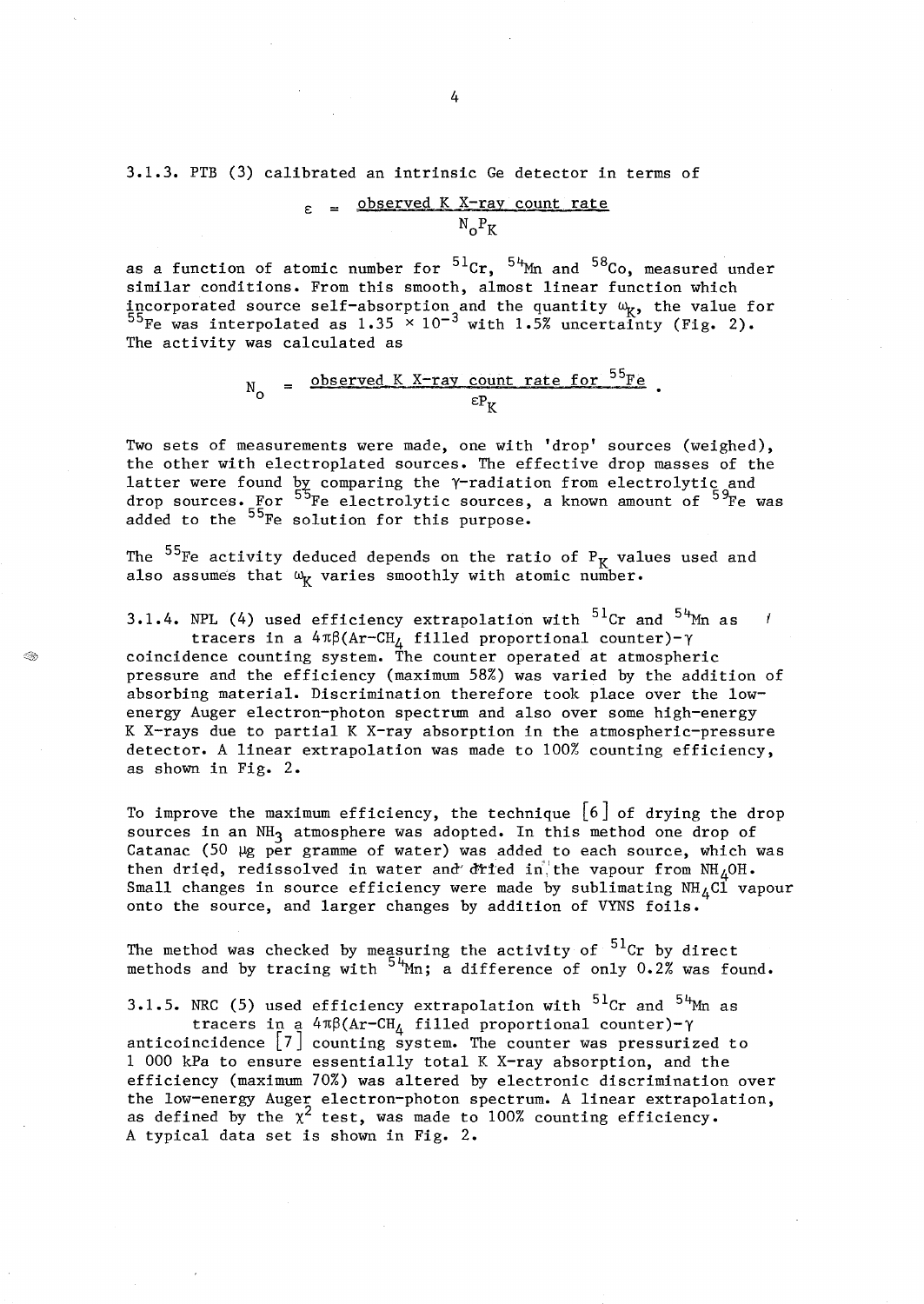3.1.3. PTB (3) calibrated an intrinsic Ge detector in terms of

$$\varepsilon = \frac{\text{observed K X-ray count rate}}{N_o P_K}$$

as a function of atomic number for $^{51}Cr$, $^{54}Mn$ and $^{58}Co$, measured under similar conditions. From this smooth, almost linear function which incorporated source self-absorption and the quantity $\omega_K$, the value for $^{55}Fe$ was interpolated as $1.35 \times 10^{-3}$ with 1.5% uncertainty (Fig. 2). The activity was calculated as

$$N_o = \frac{\text{observed K X-ray count rate for } ^{55}\text{Fe}}{\varepsilon P_K} .$$

Two sets of measurements were made, one with 'drop' sources (weighed), the other with electroplated sources. The effective drop masses of the latter were found by comparing the $\gamma$-radiation from electrolytic and drop sources. For $^{55}Fe$ electrolytic sources, a known amount of $^{59}Fe$ was added to the $^{55}Fe$ solution for this purpose.

The $^{55}Fe$ activity deduced depends on the ratio of $P_K$ values used and also assumes that $\omega_K$ varies smoothly with atomic number.

3.1.4. NPL (4) used efficiency extrapolation with $^{51}Cr$ and $^{54}Mn$ as tracers in a $4\pi\beta$($Ar$-$CH_4$ filled proportional counter)-$\gamma$ coincidence counting system. The counter operated at atmospheric pressure and the efficiency (maximum 58%) was varied by the addition of absorbing material. Discrimination therefore took place over the low-energy Auger electron-photon spectrum and also over some high-energy K X-rays due to partial K X-ray absorption in the atmospheric-pressure detector. A linear extrapolation was made to 100% counting efficiency, as shown in Fig. 2.

To improve the maximum efficiency, the technique [6] of drying the drop sources in an $NH_3$ atmosphere was adopted. In this method one drop of Catanac (50 µg per gramme of water) was added to each source, which was then dried, redissolved in water and dried in the vapour from $NH_4OH$. Small changes in source efficiency were made by sublimating $NH_4Cl$ vapour onto the source, and larger changes by addition of VYNS foils.

The method was checked by measuring the activity of $^{51}Cr$ by direct methods and by tracing with $^{54}Mn$; a difference of only 0.2% was found.

3.1.5. NRC (5) used efficiency extrapolation with $^{51}Cr$ and $^{54}Mn$ as tracers in a $4\pi\beta$($Ar$-$CH_4$ filled proportional counter)-$\gamma$ anticoincidence [7] counting system. The counter was pressurized to 1 000 kPa to ensure essentially total K X-ray absorption, and the efficiency (maximum 70%) was altered by electronic discrimination over the low-energy Auger electron-photon spectrum. A linear extrapolation, as defined by the $\chi^2$ test, was made to 100% counting efficiency. A typical data set is shown in Fig. 2.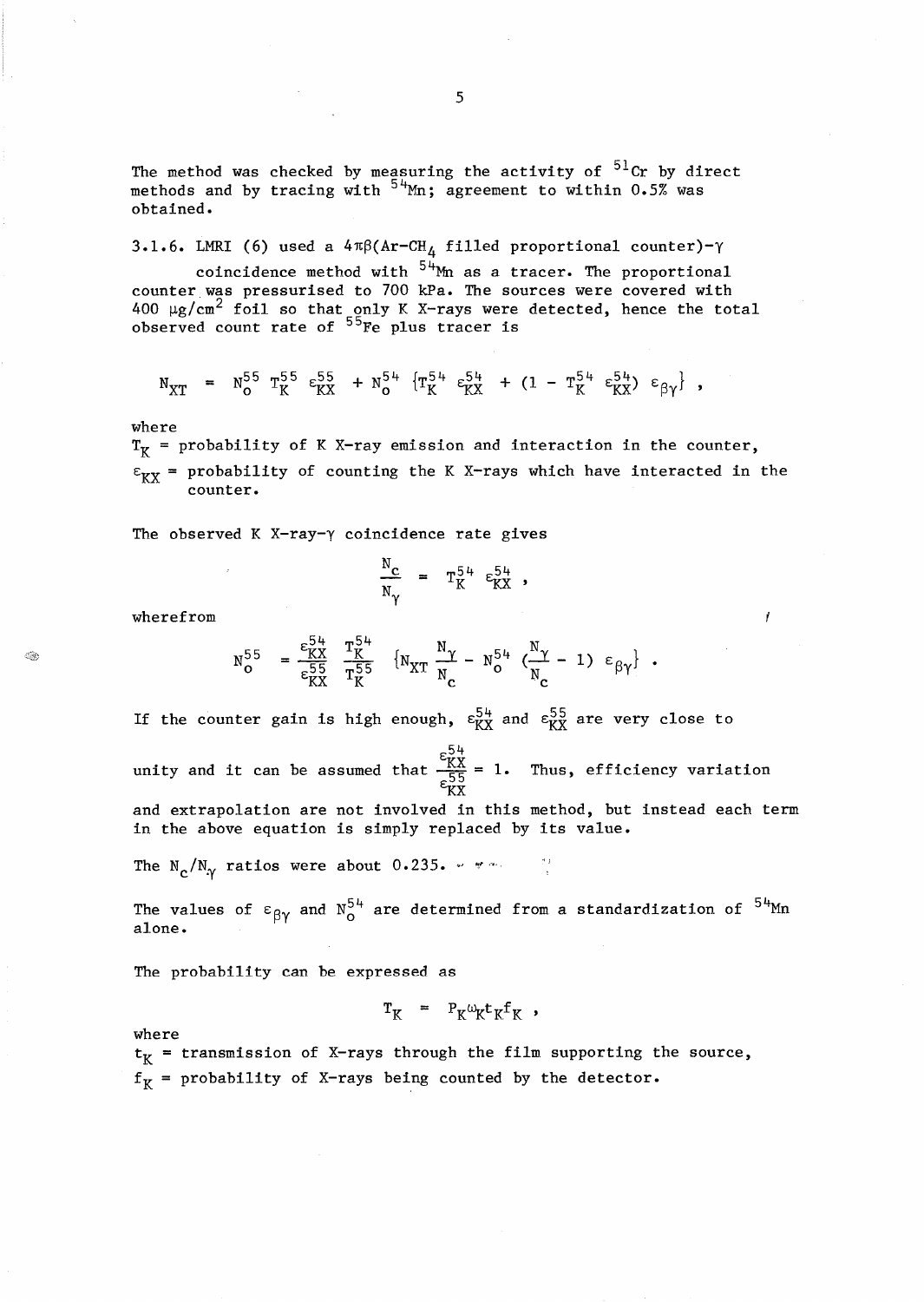The method was checked by measuring the activity of $^{51}$Cr by direct methods and by tracing with $^{54}$Mn; agreement to within 0.5% was obtained.

3.1.6. LMRI (6) used a $4\pi\beta$($Ar-CH_4$ filled proportional counter)-$\gamma$ coincidence method with $^{54}$Mn as a tracer. The proportional counter was pressurised to 700 kPa. The sources were covered with 400 $\mu$g/cm$^2$ foil so that only K X-rays were detected, hence the total observed count rate of $^{55}$Fe plus tracer is

$$N_{XT} = N_o^{55} \, T_K^{55} \, \varepsilon_{KX}^{55} + N_o^{54} \, \{T_K^{54} \, \varepsilon_{KX}^{54} + (1 - T_K^{54} \, \varepsilon_{KX}^{54}) \, \varepsilon_{\beta\gamma}\} ,$$

where

$T_K$ = probability of K X-ray emission and interaction in the counter,

$\varepsilon_{KX}$ = probability of counting the K X-rays which have interacted in the counter.

The observed K X-ray-$\gamma$ coincidence rate gives

$$\frac{N_c}{N_\gamma} = T_K^{54} \, \varepsilon_{KX}^{54} ,$$

wherefrom

$$N_o^{55} = \frac{\varepsilon_{KX}^{54}}{\varepsilon_{KX}^{55}} \, \frac{T_K^{54}}{T_K^{55}} \, \{N_{XT} \frac{N_\gamma}{N_c} - N_o^{54} \, (\frac{N_\gamma}{N_c} - 1) \, \varepsilon_{\beta\gamma}\} .$$

If the counter gain is high enough, $\varepsilon_{KX}^{54}$ and $\varepsilon_{KX}^{55}$ are very close to unity and it can be assumed that $\frac{\varepsilon_{KX}^{54}}{\varepsilon_{KX}^{55}} = 1$. Thus, efficiency variation and extrapolation are not involved in this method, but instead each term in the above equation is simply replaced by its value.

The $N_c/N_\gamma$ ratios were about 0.235.

The values of $\varepsilon_{\beta\gamma}$ and $N_o^{54}$ are determined from a standardization of $^{54}$Mn alone.

The probability can be expressed as

$$T_K = P_K \omega_K t_K f_K ,$$

where

$t_K$ = transmission of X-rays through the film supporting the source,

$f_K$ = probability of X-rays being counted by the detector.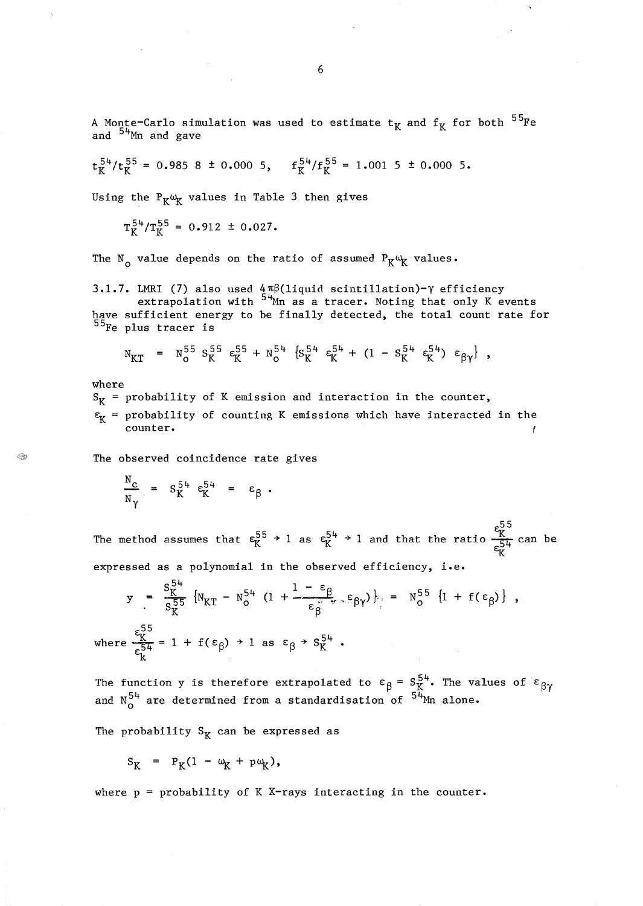A Monte-Carlo simulation was used to estimate $t_K$ and $f_K$ for both $^{55}Fe$ and $^{54}Mn$ and gave

$t_K^{54}/t_K^{55} = 0.985\,8 \pm 0.000\,5$, $\quad f_K^{54}/f_K^{55} = 1.001\,5 \pm 0.000\,5$.

Using the $P_K\omega_K$ values in Table 3 then gives

$$T_K^{54}/T_K^{55} = 0.912 \pm 0.027.$$

The $N_o$ value depends on the ratio of assumed $P_K\omega_K$ values.

3.1.7. LMRI (7) also used $4\pi\beta$(liquid scintillation)-$\gamma$ efficiency extrapolation with $^{54}Mn$ as a tracer. Noting that only K events have sufficient energy to be finally detected, the total count rate for $^{55}Fe$ plus tracer is

$$N_{KT} = N_o^{55}\, S_K^{55}\, \varepsilon_K^{55} + N_o^{54}\, \{S_K^{54}\, \varepsilon_K^{54} + (1 - S_K^{54}\, \varepsilon_K^{54})\, \varepsilon_{\beta\gamma}\},$$

where

$S_K$ = probability of K emission and interaction in the counter,

$\varepsilon_K$ = probability of counting K emissions which have interacted in the counter.

The observed coincidence rate gives

$$\frac{N_c}{N_\gamma} = S_K^{54}\, \varepsilon_K^{54} = \varepsilon_\beta .$$

The method assumes that $\varepsilon_K^{55} \rightarrow 1$ as $\varepsilon_K^{54} \rightarrow 1$ and that the ratio $\frac{\varepsilon_K^{55}}{\varepsilon_K^{54}}$ can be expressed as a polynomial in the observed efficiency, i.e.

$$y = \frac{S_K^{54}}{S_K^{55}}\, \{N_{KT} - N_o^{54}\, (1 + \frac{1 - \varepsilon_\beta}{\varepsilon_\beta}\, \varepsilon_{\beta\gamma})\} = N_o^{55}\, \{1 + f(\varepsilon_\beta)\},$$

where $\frac{\varepsilon_K^{55}}{\varepsilon_k^{54}} = 1 + f(\varepsilon_\beta) \rightarrow 1$ as $\varepsilon_\beta \rightarrow S_K^{54}$.

The function y is therefore extrapolated to $\varepsilon_\beta = S_K^{54}$. The values of $\varepsilon_{\beta\gamma}$ and $N_o^{54}$ are determined from a standardisation of $^{54}Mn$ alone.

The probability $S_K$ can be expressed as

$$S_K = P_K(1 - \omega_K + p\omega_K),$$

where p = probability of K X-rays interacting in the counter.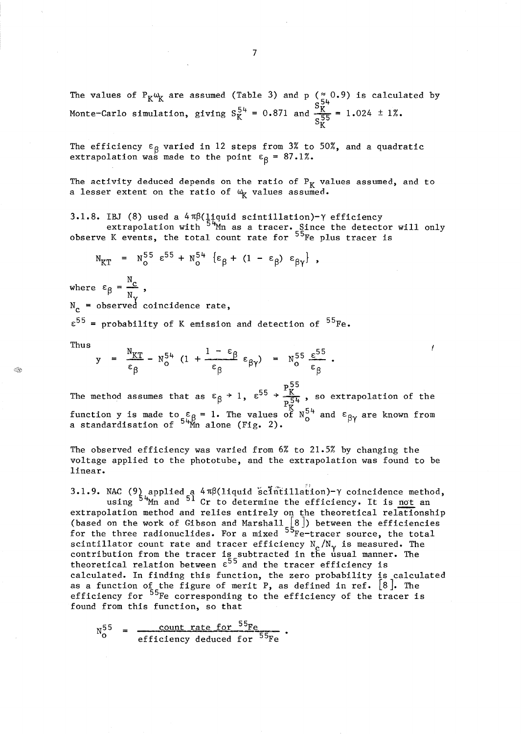The values of $P_K \omega_K$ are assumed (Table 3) and p ($\approx 0.9$) is calculated by Monte-Carlo simulation, giving $S_K^{54} = 0.871$ and $\frac{S_K^{54}}{S_K^{55}} = 1.024 \pm 1\%$.

The efficiency $\varepsilon_\beta$ varied in 12 steps from 3% to 50%, and a quadratic extrapolation was made to the point $\varepsilon_\beta = 87.1\%$.

The activity deduced depends on the ratio of $P_K$ values assumed, and to a lesser extent on the ratio of $\omega_K$ values assumed.

3.1.8. IBJ (8) used a $4\pi\beta$(liquid scintillation)-$\gamma$ efficiency extrapolation with $^{54}$Mn as a tracer. Since the detector will only observe K events, the total count rate for $^{55}$Fe plus tracer is

$$N_{KT} = N_o^{55} \varepsilon^{55} + N_o^{54} \{\varepsilon_\beta + (1 - \varepsilon_\beta) \varepsilon_{\beta\gamma}\} ,$$

where $\varepsilon_\beta = \frac{N_c}{N_\gamma}$ ,

$N_c$ = observed coincidence rate,

$\varepsilon^{55}$ = probability of K emission and detection of $^{55}$Fe.

Thus

$$y = \frac{N_{KT}}{\varepsilon_\beta} - N_o^{54} \left(1 + \frac{1 - \varepsilon_\beta}{\varepsilon_\beta} \varepsilon_{\beta\gamma}\right) = N_o^{55} \frac{\varepsilon^{55}}{\varepsilon_\beta} .$$

The method assumes that as $\varepsilon_\beta \to 1$, $\varepsilon^{55} \to \frac{P_K^{55}}{P_K^{54}}$, so extrapolation of the function y is made to $\varepsilon_\beta = 1$. The values of $N_o^{54}$ and $\varepsilon_{\beta\gamma}$ are known from a standardisation of $^{54}$Mn alone (Fig. 2).

The observed efficiency was varied from 6% to 21.5% by changing the voltage applied to the phototube, and the extrapolation was found to be linear.

3.1.9. NAC (9) applied a $4\pi\beta$(liquid scintillation)-$\gamma$ coincidence method, using $^{54}$Mn and $^{51}$Cr to determine the efficiency. It is not an extrapolation method and relies entirely on the theoretical relationship (based on the work of Gibson and Marshall [8]) between the efficiencies for the three radionuclides. For a mixed $^{55}$Fe-tracer source, the total scintillator count rate and tracer efficiency $N_c/N_\gamma$ is measured. The contribution from the tracer is subtracted in the usual manner. The theoretical relation between $\varepsilon^{55}$ and the tracer efficiency is calculated. In finding this function, the zero probability is calculated as a function of the figure of merit P, as defined in ref. [8]. The efficiency for $^{55}$Fe corresponding to the efficiency of the tracer is found from this function, so that

$$N_o^{55} = \frac{\text{count rate for } ^{55}\text{Fe}}{\text{efficiency deduced for } ^{55}\text{Fe}} .$$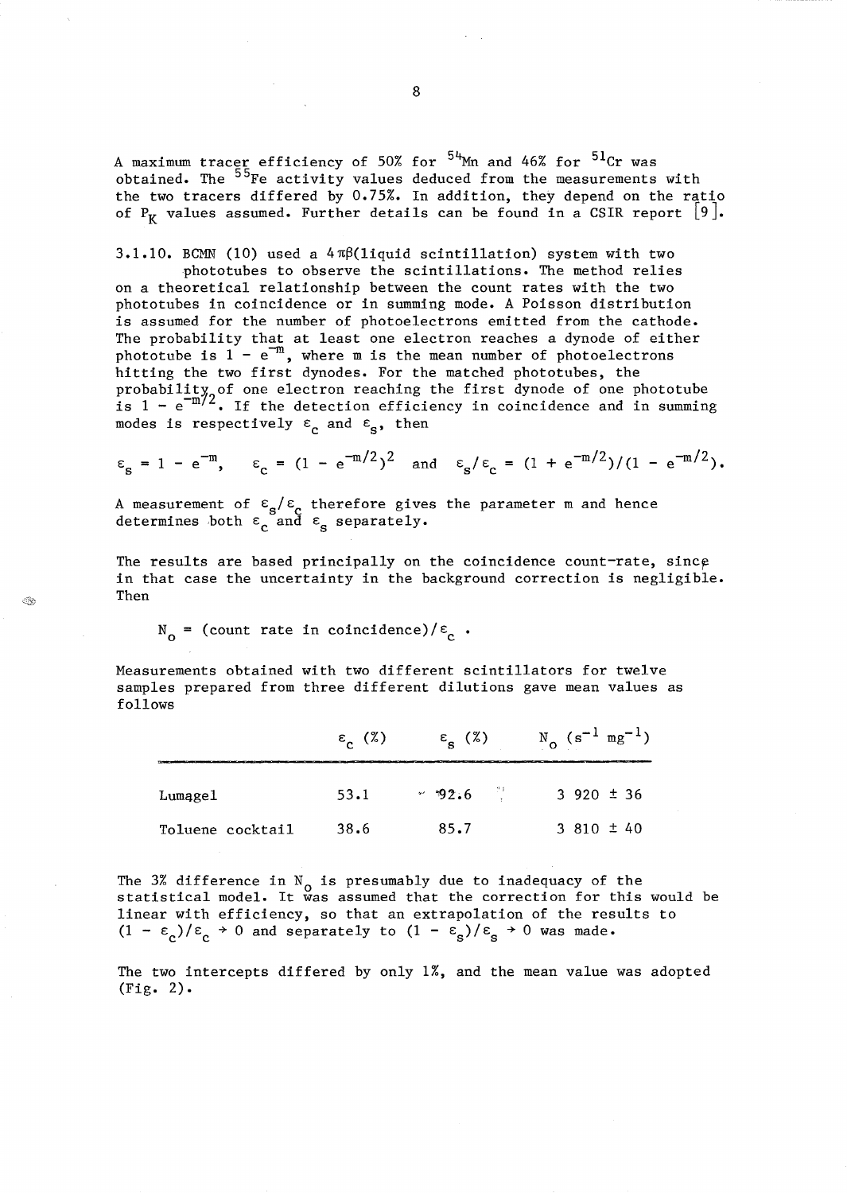A maximum tracer efficiency of 50% for $^{54}Mn$ and 46% for $^{51}Cr$ was obtained. The $^{55}Fe$ activity values deduced from the measurements with the two tracers differed by 0.75%. In addition, they depend on the ratio of $P_K$ values assumed. Further details can be found in a CSIR report [9].

3.1.10. BCMN (10) used a $4\pi\beta$(liquid scintillation) system with two phototubes to observe the scintillations. The method relies on a theoretical relationship between the count rates with the two phototubes in coincidence or in summing mode. A Poisson distribution is assumed for the number of photoelectrons emitted from the cathode. The probability that at least one electron reaches a dynode of either phototube is $1 - e^{-m}$, where m is the mean number of photoelectrons hitting the two first dynodes. For the matched phototubes, the probability of one electron reaching the first dynode of one phototube is $1 - e^{-m/2}$. If the detection efficiency in coincidence and in summing modes is respectively $\varepsilon_c$ and $\varepsilon_s$, then

$$\varepsilon_s = 1 - e^{-m}, \quad \varepsilon_c = (1 - e^{-m/2})^2 \quad \text{and} \quad \varepsilon_s/\varepsilon_c = (1 + e^{-m/2})/(1 - e^{-m/2}).$$

A measurement of $\varepsilon_s/\varepsilon_c$ therefore gives the parameter m and hence determines both $\varepsilon_c$ and $\varepsilon_s$ separately.

The results are based principally on the coincidence count-rate, since in that case the uncertainty in the background correction is negligible. Then

$$N_o = (\text{count rate in coincidence})/\varepsilon_c \, .$$

Measurements obtained with two different scintillators for twelve samples prepared from three different dilutions gave mean values as follows

| | $\varepsilon_c$ (%) | $\varepsilon_s$ (%) | $N_o$ ($s^{-1}$ $mg^{-1}$) |
|---|---|---|---|
| Lumagel | 53.1 | 92.6 | 3 920 ± 36 |
| Toluene cocktail | 38.6 | 85.7 | 3 810 ± 40 |

The 3% difference in $N_o$ is presumably due to inadequacy of the statistical model. It was assumed that the correction for this would be linear with efficiency, so that an extrapolation of the results to $(1 - \varepsilon_c)/\varepsilon_c \rightarrow 0$ and separately to $(1 - \varepsilon_s)/\varepsilon_s \rightarrow 0$ was made.

The two intercepts differed by only 1%, and the mean value was adopted (Fig. 2).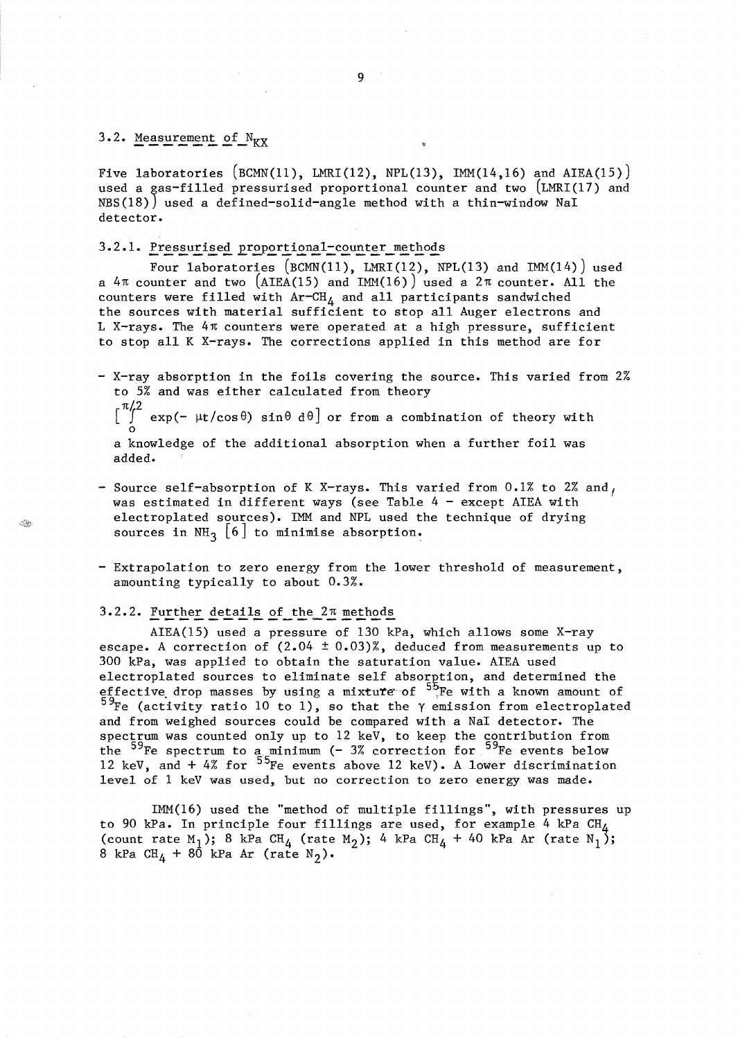### 3.2. Measurement of $N_{KX}$

Five laboratories (BCMN(11), LMRI(12), NPL(13), IMM(14,16) and AIEA(15)) used a gas-filled pressurised proportional counter and two (LMRI(17) and NBS(18)) used a defined-solid-angle method with a thin-window NaI detector.

#### 3.2.1. Pressurised proportional-counter methods

Four laboratories (BCMN(11), LMRI(12), NPL(13) and IMM(14)) used a $4\pi$ counter and two (AIEA(15) and IMM(16)) used a $2\pi$ counter. All the counters were filled with Ar-$CH_4$ and all participants sandwiched the sources with material sufficient to stop all Auger electrons and L X-rays. The $4\pi$ counters were operated at a high pressure, sufficient to stop all K X-rays. The corrections applied in this method are for

- X-ray absorption in the foils covering the source. This varied from 2% to 5% and was either calculated from theory $\left[\int_0^{\pi/2} \exp(-\mu t/\cos\theta)\sin\theta\, d\theta\right]$ or from a combination of theory with a knowledge of the additional absorption when a further foil was added.

- Source self-absorption of K X-rays. This varied from 0.1% to 2% and was estimated in different ways (see Table 4 – except AIEA with electroplated sources). IMM and NPL used the technique of drying sources in $NH_3$ [6] to minimise absorption.

- Extrapolation to zero energy from the lower threshold of measurement, amounting typically to about 0.3%.

#### 3.2.2. Further details of the $2\pi$ methods

AIEA(15) used a pressure of 130 kPa, which allows some X-ray escape. A correction of $(2.04 \pm 0.03)$%, deduced from measurements up to 300 kPa, was applied to obtain the saturation value. AIEA used electroplated sources to eliminate self absorption, and determined the effective drop masses by using a mixture of $^{55}Fe$ with a known amount of $^{59}Fe$ (activity ratio 10 to 1), so that the $\gamma$ emission from electroplated and from weighed sources could be compared with a NaI detector. The spectrum was counted only up to 12 keV, to keep the contribution from the $^{59}Fe$ spectrum to a minimum (– 3% correction for $^{59}Fe$ events below 12 keV, and + 4% for $^{55}Fe$ events above 12 keV). A lower discrimination level of 1 keV was used, but no correction to zero energy was made.

IMM(16) used the "method of multiple fillings", with pressures up to 90 kPa. In principle four fillings are used, for example 4 kPa $CH_4$ (count rate $M_1$); 8 kPa $CH_4$ (rate $M_2$); 4 kPa $CH_4$ + 40 kPa Ar (rate $N_1$); 8 kPa $CH_4$ + 80 kPa Ar (rate $N_2$).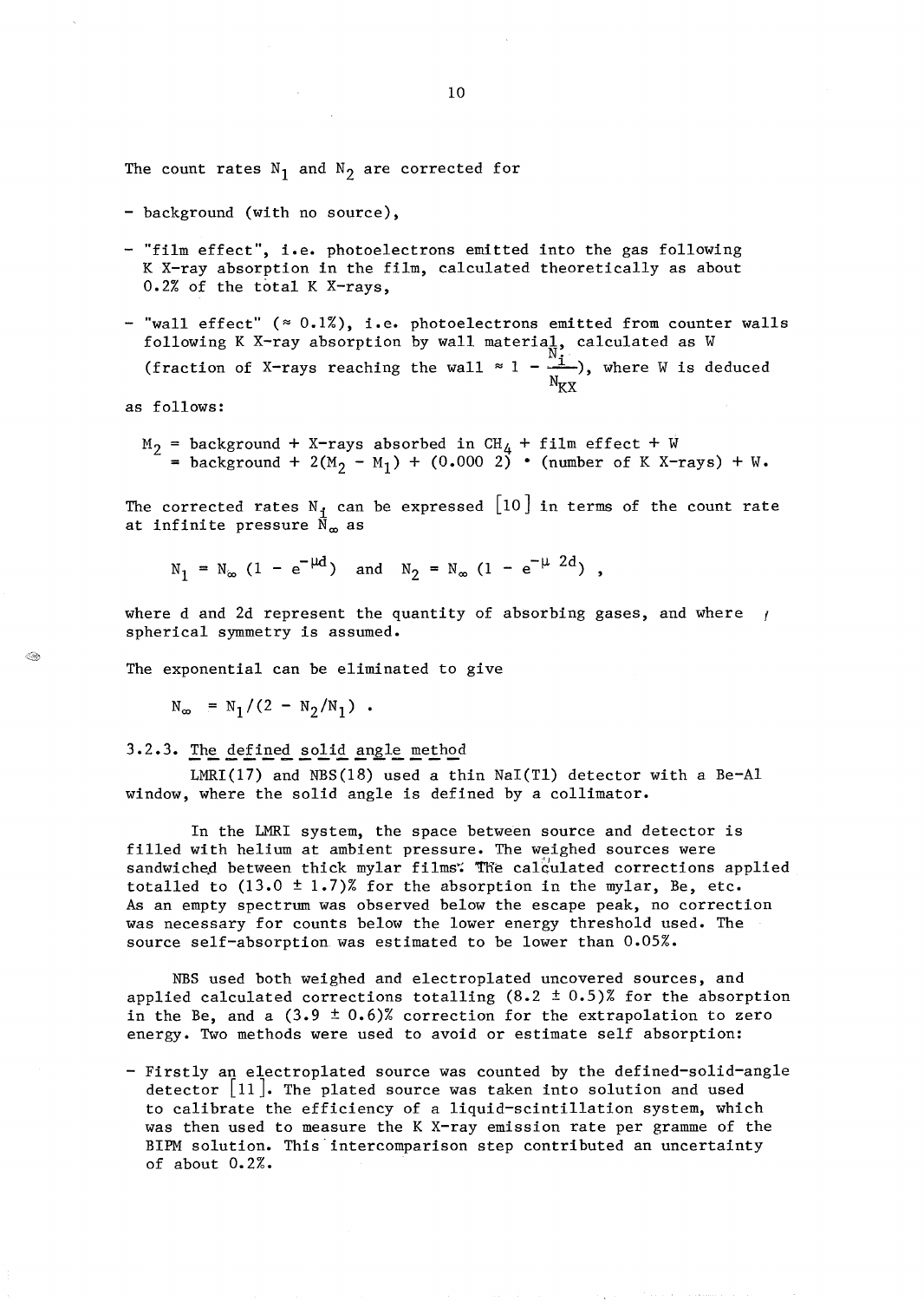The count rates $N_1$ and $N_2$ are corrected for

- background (with no source),
- "film effect", i.e. photoelectrons emitted into the gas following K X-ray absorption in the film, calculated theoretically as about 0.2% of the total K X-rays,
- "wall effect" ($\approx$ 0.1%), i.e. photoelectrons emitted from counter walls following K X-ray absorption by wall material, calculated as W (fraction of X-rays reaching the wall $\approx 1 - \frac{N_i}{N_{KX}}$), where W is deduced as follows:

$$M_2 = \text{background} + \text{X-rays absorbed in } CH_4 + \text{film effect} + W$$
$$= \text{background} + 2(M_2 - M_1) + (0.000\ 2) \cdot (\text{number of K X-rays}) + W.$$

The corrected rates $N_i$ can be expressed [10] in terms of the count rate at infinite pressure $N_\infty$ as

$$N_1 = N_\infty\,(1 - e^{-\mu d}) \quad \text{and} \quad N_2 = N_\infty\,(1 - e^{-\mu\, 2d}) ,$$

where d and 2d represent the quantity of absorbing gases, and where spherical symmetry is assumed.

The exponential can be eliminated to give

$$N_\infty = N_1/(2 - N_2/N_1) .$$

### 3.2.3. The defined solid angle method

LMRI(17) and NBS(18) used a thin NaI(Tl) detector with a Be-Al window, where the solid angle is defined by a collimator.

In the LMRI system, the space between source and detector is filled with helium at ambient pressure. The weighed sources were sandwiched between thick mylar films. The calculated corrections applied totalled to (13.0 ± 1.7)% for the absorption in the mylar, Be, etc. As an empty spectrum was observed below the escape peak, no correction was necessary for counts below the lower energy threshold used. The source self-absorption was estimated to be lower than 0.05%.

NBS used both weighed and electroplated uncovered sources, and applied calculated corrections totalling (8.2 ± 0.5)% for the absorption in the Be, and a (3.9 ± 0.6)% correction for the extrapolation to zero energy. Two methods were used to avoid or estimate self absorption:

- Firstly an electroplated source was counted by the defined-solid-angle detector [11]. The plated source was taken into solution and used to calibrate the efficiency of a liquid-scintillation system, which was then used to measure the K X-ray emission rate per gramme of the BIPM solution. This intercomparison step contributed an uncertainty of about 0.2%.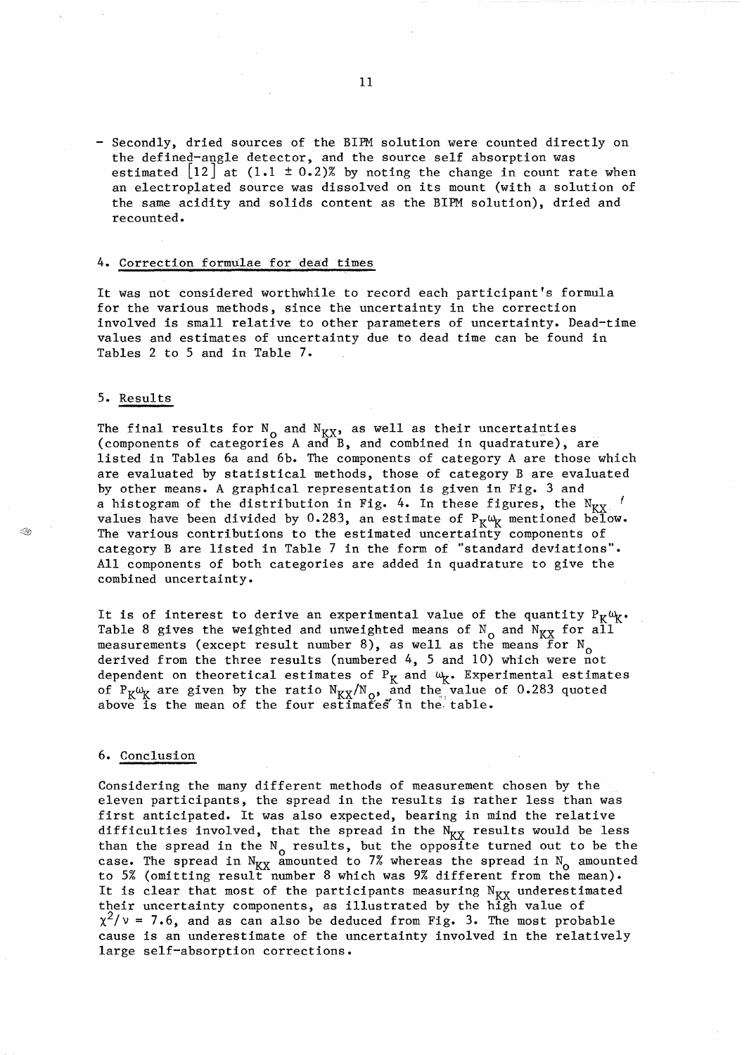- Secondly, dried sources of the BIPM solution were counted directly on the defined-angle detector, and the source self absorption was estimated [12] at $(1.1 \pm 0.2)\%$ by noting the change in count rate when an electroplated source was dissolved on its mount (with a solution of the same acidity and solids content as the BIPM solution), dried and recounted.

## 4. Correction formulae for dead times

It was not considered worthwhile to record each participant's formula for the various methods, since the uncertainty in the correction involved is small relative to other parameters of uncertainty. Dead-time values and estimates of uncertainty due to dead time can be found in Tables 2 to 5 and in Table 7.

## 5. Results

The final results for $N_o$ and $N_{KX}$, as well as their uncertainties (components of categories A and B, and combined in quadrature), are listed in Tables 6a and 6b. The components of category A are those which are evaluated by statistical methods, those of category B are evaluated by other means. A graphical representation is given in Fig. 3 and a histogram of the distribution in Fig. 4. In these figures, the $N_{KX}$ values have been divided by 0.283, an estimate of $P_K \omega_K$ mentioned below. The various contributions to the estimated uncertainty components of category B are listed in Table 7 in the form of "standard deviations". All components of both categories are added in quadrature to give the combined uncertainty.

It is of interest to derive an experimental value of the quantity $P_K \omega_K$. Table 8 gives the weighted and unweighted means of $N_o$ and $N_{KX}$ for all measurements (except result number 8), as well as the means for $N_o$ derived from the three results (numbered 4, 5 and 10) which were not dependent on theoretical estimates of $P_K$ and $\omega_K$. Experimental estimates of $P_K \omega_K$ are given by the ratio $N_{KX}/N_o$, and the value of 0.283 quoted above is the mean of the four estimates in the table.

## 6. Conclusion

Considering the many different methods of measurement chosen by the eleven participants, the spread in the results is rather less than was first anticipated. It was also expected, bearing in mind the relative difficulties involved, that the spread in the $N_{KX}$ results would be less than the spread in the $N_o$ results, but the opposite turned out to be the case. The spread in $N_{KX}$ amounted to 7% whereas the spread in $N_o$ amounted to 5% (omitting result number 8 which was 9% different from the mean). It is clear that most of the participants measuring $N_{KX}$ underestimated their uncertainty components, as illustrated by the high value of $\chi^2/\nu = 7.6$, and as can also be deduced from Fig. 3. The most probable cause is an underestimate of the uncertainty involved in the relatively large self-absorption corrections.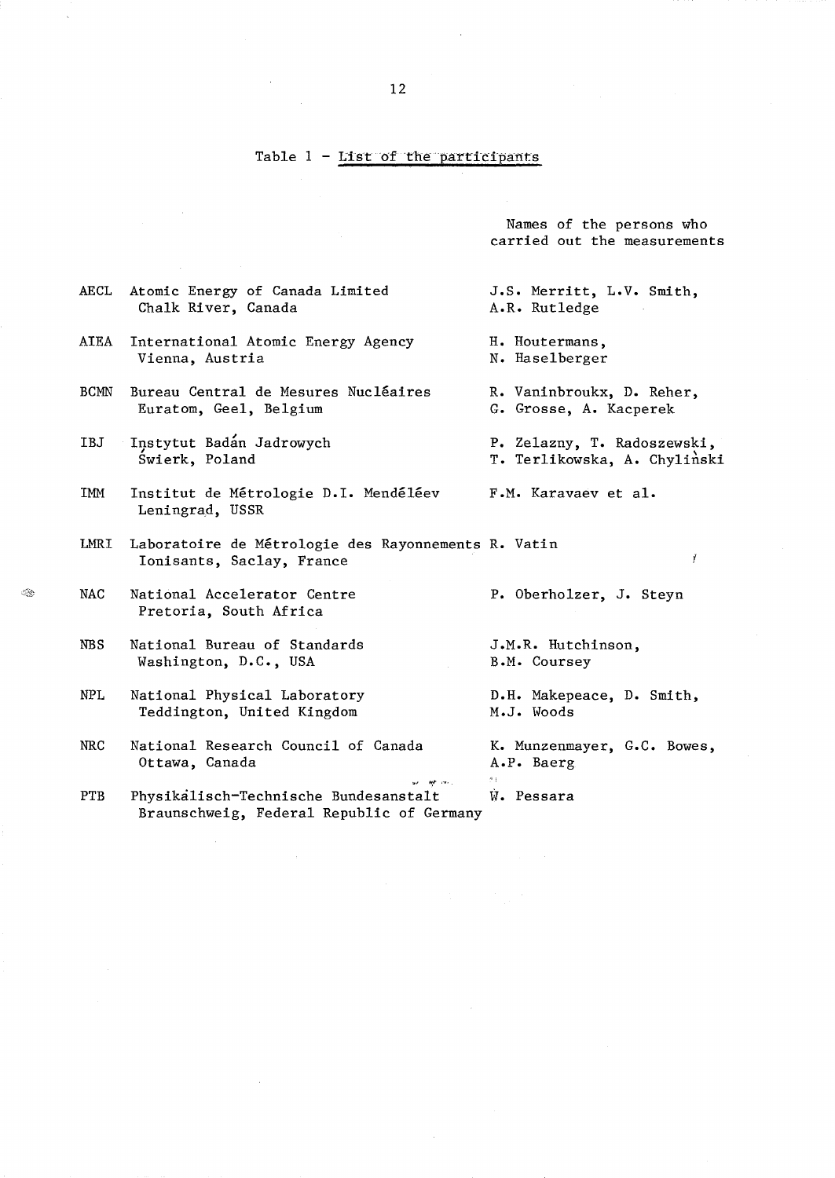Table 1 - List of the participants

| | | Names of the persons who carried out the measurements |
|---|---|---|
| AECL | Atomic Energy of Canada Limited Chalk River, Canada | J.S. Merritt, L.V. Smith, A.R. Rutledge |
| AIEA | International Atomic Energy Agency Vienna, Austria | H. Houtermans, N. Haselberger |
| BCMN | Bureau Central de Mesures Nucléaires Euratom, Geel, Belgium | R. Vaninbroukx, D. Reher, G. Grosse, A. Kacperek |
| IBJ | Instytut Badań Jadrowych Świerk, Poland | P. Zelazny, T. Radoszewski, T. Terlikowska, A. Chyliǹski |
| IMM | Institut de Métrologie D.I. Mendéléev Leningrad, USSR | F.M. Karavaev et al. |
| LMRI | Laboratoire de Métrologie des Rayonnements Ionisants, Saclay, France | R. Vatin |
| NAC | National Accelerator Centre Pretoria, South Africa | P. Oberholzer, J. Steyn |
| NBS | National Bureau of Standards Washington, D.C., USA | J.M.R. Hutchinson, B.M. Coursey |
| NPL | National Physical Laboratory Teddington, United Kingdom | D.H. Makepeace, D. Smith, M.J. Woods |
| NRC | National Research Council of Canada Ottawa, Canada | K. Munzenmayer, G.C. Bowes, A.P. Baerg |
| PTB | Physikalisch-Technische Bundesanstalt Braunschweig, Federal Republic of Germany | W. Pessara |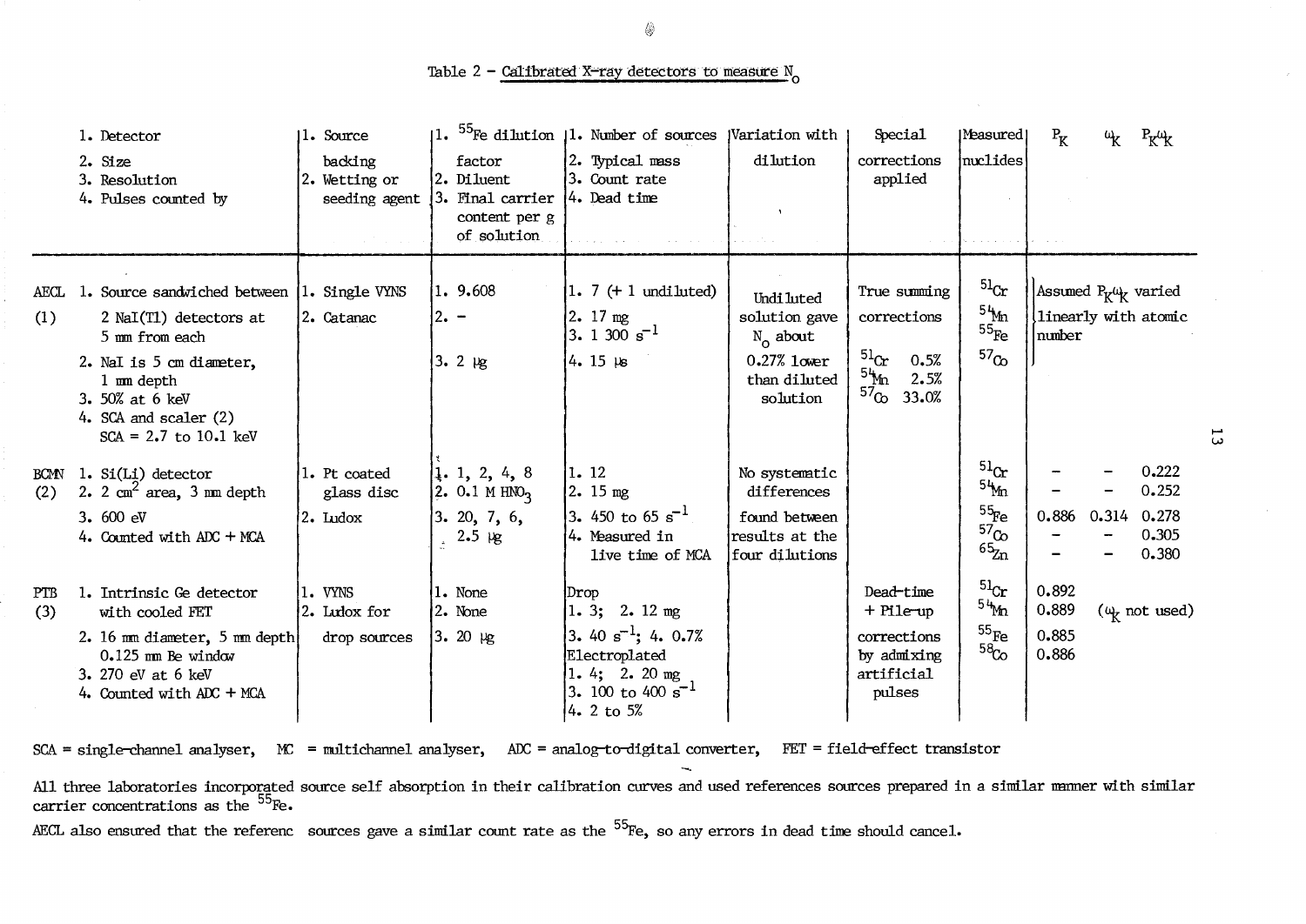Table 2 - Calibrated X-ray detectors to measure $N_o$

| | 1. Detector<br>2. Size<br>3. Resolution<br>4. Pulses counted by | 1. Source backing<br>2. Wetting or seeding agent | 1. $^{55}Fe$ dilution factor<br>2. Diluent<br>3. Final carrier content per g of solution | 1. Number of sources<br>2. Typical mass<br>3. Count rate<br>4. Dead time | Variation with dilution | Special corrections applied | Measured nuclides | $P_K$ | $\omega_K$ | $P_K\omega_K$ |
|---|---|---|---|---|---|---|---|---|---|---|
| AECL (1) | 1. Source sandwiched between 2 NaI(Tl) detectors at 5 mm from each<br>2. NaI is 5 cm diameter, 1 mm depth<br>3. 50% at 6 keV<br>4. SCA and scaler (2) SCA = 2.7 to 10.1 keV | 1. Single VYNS<br>2. Catanac | 1. 9.608<br>2. -<br>3. 2 µg | 1. 7 (+ 1 undiluted)<br>2. 17 mg<br>3. 1 300 $s^{-1}$<br>4. 15 µs | Undiluted solution gave $N_o$ about 0.27% lower than diluted solution | True summing corrections<br>$^{51}Cr$ 0.5%<br>$^{54}Mn$ 2.5%<br>$^{57}Co$ 33.0% | $^{51}Cr$<br>$^{54}Mn$<br>$^{55}Fe$<br>$^{57}Co$ | Assumed $P_K\omega_K$ varied linearly with atomic number | | |
| BCMN (2) | 1. Si(Li) detector<br>2. 2 $cm^2$ area, 3 mm depth<br>3. 600 eV<br>4. Counted with ADC + MCA | 1. Pt coated glass disc<br>2. Ludox | 1. 1, 2, 4, 8<br>2. 0.1 M $HNO_3$<br>3. 20, 7, 6, 2.5 µg | 1. 12<br>2. 15 mg<br>3. 450 to 65 $s^{-1}$<br>4. Measured in live time of MCA | No systematic differences found between results at the four dilutions | | $^{51}Cr$<br>$^{54}Mn$<br>$^{55}Fe$<br>$^{57}Co$<br>$^{65}Zn$ | -<br>-<br>0.886<br>-<br>- | -<br>-<br>0.314<br>-<br>- | 0.222<br>0.252<br>0.278<br>0.305<br>0.380 |
| PTB (3) | 1. Intrinsic Ge detector with cooled FET<br>2. 16 mm diameter, 5 mm depth 0.125 mm Be window<br>3. 270 eV at 6 keV<br>4. Counted with ADC + MCA | 1. VYNS<br>2. Ludox for drop sources | 1. None<br>2. None<br>3. 20 µg | Drop<br>1. 3; 2. 12 mg<br>3. 40 $s^{-1}$; 4. 0.7%<br>Electroplated<br>1. 4; 2. 20 mg<br>3. 100 to 400 $s^{-1}$<br>4. 2 to 5% | | Dead-time + Pile-up corrections by admixing artificial pulses | $^{51}Cr$<br>$^{54}Mn$<br>$^{55}Fe$<br>$^{58}Co$ | 0.892<br>0.889<br>0.885<br>0.886 | ($\omega_K$ not used) | |

SCA = single-channel analyser, MC = multichannel analyser, ADC = analog-to-digital converter, FET = field-effect transistor

All three laboratories incorporated source self absorption in their calibration curves and used references sources prepared in a similar manner with similar carrier concentrations as the $^{55}Fe$.

AECL also ensured that the referenc sources gave a similar count rate as the $^{55}Fe$, so any errors in dead time should cancel.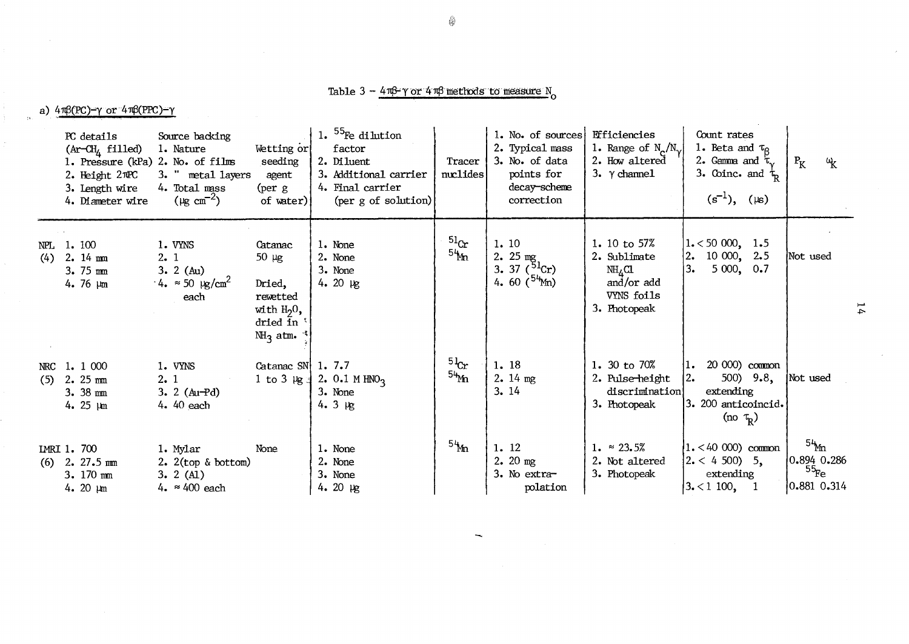Table 3 – $4\pi\beta$-$\gamma$ or $4\pi\beta$ methods to measure $N_o$

a) $4\pi\beta$(PC)-$\gamma$ or $4\pi\beta$(PPC)-$\gamma$

| | PC details ($Ar$-$CH_4$ filled)<br>1. Pressure (kPa)<br>2. Height $2\pi$PC<br>3. Length wire<br>4. Diameter wire | Source backing<br>1. Nature<br>2. No. of films<br>3. " metal layers<br>4. Total mass ($\mu g\ cm^{-2}$) | Wetting or seeding agent (per g of water) | 1. $^{55}Fe$ dilution factor<br>2. Diluent<br>3. Additional carrier<br>4. Final carrier (per g of solution) | Tracer nuclides | 1. No. of sources<br>2. Typical mass<br>3. No. of data points for decay-scheme correction | Efficiencies<br>1. Range of $N_c/N_\gamma$<br>2. How altered<br>3. $\gamma$ channel | Count rates<br>1. Beta and $\tau_\beta$<br>2. Gamma and $\tau_\gamma$<br>3. Coinc. and $\tau_R$<br>($s^{-1}$), ($\mu s$) | $P_K$ $\omega_K$ |
|---|---|---|---|---|---|---|---|---|---|
| NPL (4) | 1. 100<br>2. 14 mm<br>3. 75 mm<br>4. 76 µm | 1. VYNS<br>2. 1<br>3. 2 (Au)<br>4. ≈ 50 µg/cm² each | Catanac 50 µg<br><br>Dried, rewetted with $H_2O$, dried in $NH_3$ atm. | 1. None<br>2. None<br>3. None<br>4. 20 µg | $^{51}Cr$<br>$^{54}Mn$ | 1. 10<br>2. 25 mg<br>3. 37 ($^{51}Cr$)<br>4. 60 ($^{54}Mn$) | 1. 10 to 57%<br>2. Sublimate $NH_4Cl$ and/or add VYNS foils<br>3. Photopeak | 1. < 50 000, 1.5<br>2. 10 000, 2.5<br>3. 5 000, 0.7 | Not used |
| NRC (5) | 1. 1 000<br>2. 25 mm<br>3. 38 mm<br>4. 25 µm | 1. VYNS<br>2. 1<br>3. 2 (Au-Pd)<br>4. 40 each | Catanac SN 1 to 3 µg | 1. 7.7<br>2. 0.1 M $HNO_3$<br>3. None<br>4. 3 µg | $^{51}Cr$<br>$^{54}Mn$ | 1. 18<br>2. 14 mg<br>3. 14 | 1. 30 to 70%<br>2. Pulse-height discrimination<br>3. Photopeak | 1. 20 000) common<br>2. 500) 9.8, extending<br>3. 200 anticoincid. (no $\tau_R$) | Not used |
| LMRI (6) | 1. 700<br>2. 27.5 mm<br>3. 170 mm<br>4. 20 µm | 1. Mylar<br>2. 2(top & bottom)<br>3. 2 (Al)<br>4. ≈ 400 each | None | 1. None<br>2. None<br>3. None<br>4. 20 µg | $^{54}Mn$ | 1. 12<br>2. 20 mg<br>3. No extrapolation | 1. ≈ 23.5%<br>2. Not altered<br>3. Photopeak | 1. < 40 000) common<br>2. < 4 500) 5, extending<br>3. < 1 100, 1 | $^{54}Mn$<br>0.894 0.286<br>$^{55}Fe$<br>0.881 0.314 |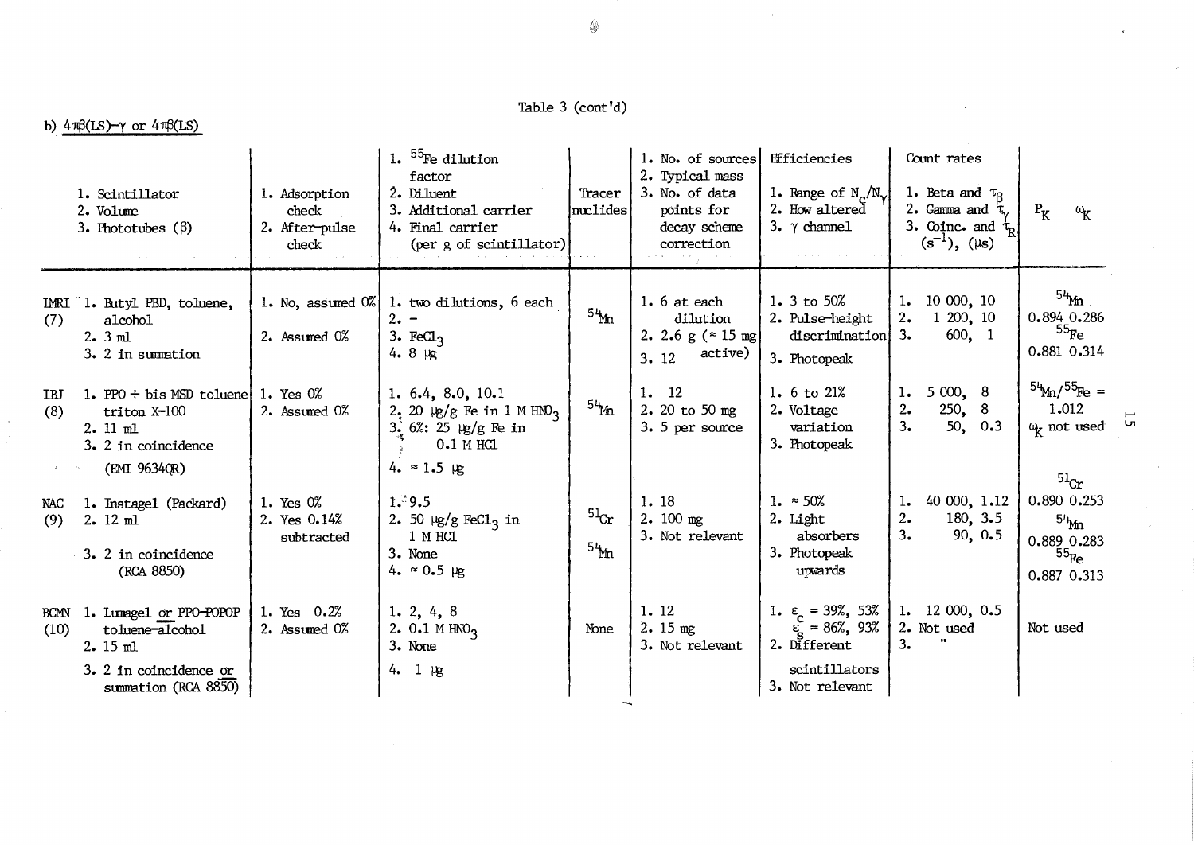Table 3 (cont'd)

b) $4\pi\beta$(LS)-$\gamma$ or $4\pi\beta$(LS)

| | 1. Scintillator<br>2. Volume<br>3. Phototubes ($\beta$) | 1. Adsorption check<br>2. After-pulse check | 1. $^{55}$Fe dilution factor<br>2. Diluent<br>3. Additional carrier<br>4. Final carrier (per g of scintillator) | Tracer nuclides | 1. No. of sources<br>2. Typical mass<br>3. No. of data points for decay scheme correction | Efficiencies<br>1. Range of $N_c/N_\gamma$<br>2. How altered<br>3. $\gamma$ channel | Count rates<br>1. Beta and $\tau_\beta$<br>2. Gamma and $\tau_\gamma$<br>3. Coinc. and $\tau_R$<br>($s^{-1}$), ($\mu$s) | $P_K$ $\omega_K$ |
|---|---|---|---|---|---|---|---|---|
| IMRI (7) | 1. Butyl PBD, toluene, alcohol<br>2. 3 ml<br>3. 2 in summation | 1. No, assumed 0%<br>2. Assumed 0% | 1. two dilutions, 6 each<br>2. -<br>3. $FeCl_3$<br>4. 8 µg | $^{54}$Mn | 1. 6 at each dilution<br>2. 2.6 g (≈ 15 mg active)<br>3. 12 | 1. 3 to 50%<br>2. Pulse-height discrimination<br>3. Photopeak | 1. 10 000, 10<br>2. 1 200, 10<br>3. 600, 1 | $^{54}$Mn<br>0.894 0.286<br>$^{55}$Fe<br>0.881 0.314 |
| IBJ (8) | 1. PPO + bis MSD toluene triton X-100<br>2. 11 ml<br>3. 2 in coincidence (EMI 9634QR) | 1. Yes 0%<br>2. Assumed 0% | 1. 6.4, 8.0, 10.1<br>2. 20 µg/g Fe in 1 M $HNO_3$<br>3. 6%: 25 µg/g Fe in 0.1 M HCl<br>4. ≈ 1.5 µg | $^{54}$Mn | 1. 12<br>2. 20 to 50 mg<br>3. 5 per source | 1. 6 to 21%<br>2. Voltage variation<br>3. Photopeak | 1. 5 000, 8<br>2. 250, 8<br>3. 50, 0.3 | $^{54}$Mn/$^{55}$Fe = 1.012<br>$\omega_K$ not used |
| NAC (9) | 1. Instagel (Packard)<br>2. 12 ml<br>3. 2 in coincidence (RCA 8850) | 1. Yes 0%<br>2. Yes 0.14% subtracted | 1. 9.5<br>2. 50 µg/g $FeCl_3$ in 1 M HCl<br>3. None<br>4. ≈ 0.5 µg | $^{51}$Cr<br>$^{54}$Mn | 1. 18<br>2. 100 mg<br>3. Not relevant | 1. ≈ 50%<br>2. Light absorbers<br>3. Photopeak upwards | 1. 40 000, 1.12<br>2. 180, 3.5<br>3. 90, 0.5 | $^{51}$Cr<br>0.890 0.253<br>$^{54}$Mn<br>0.889 0.283<br>$^{55}$Fe<br>0.887 0.313 |
| BCMN (10) | 1. Lumagel or PPO-POPOP toluene-alcohol<br>2. 15 ml<br>3. 2 in coincidence or summation (RCA 8850) | 1. Yes 0.2%<br>2. Assumed 0% | 1. 2, 4, 8<br>2. 0.1 M $HNO_3$<br>3. None<br>4. 1 µg | None | 1. 12<br>2. 15 mg<br>3. Not relevant | 1. $\varepsilon_c$ = 39%, 53%<br>$\varepsilon_s$ = 86%, 93%<br>2. Different scintillators<br>3. Not relevant | 1. 12 000, 0.5<br>2. Not used<br>3. " | Not used |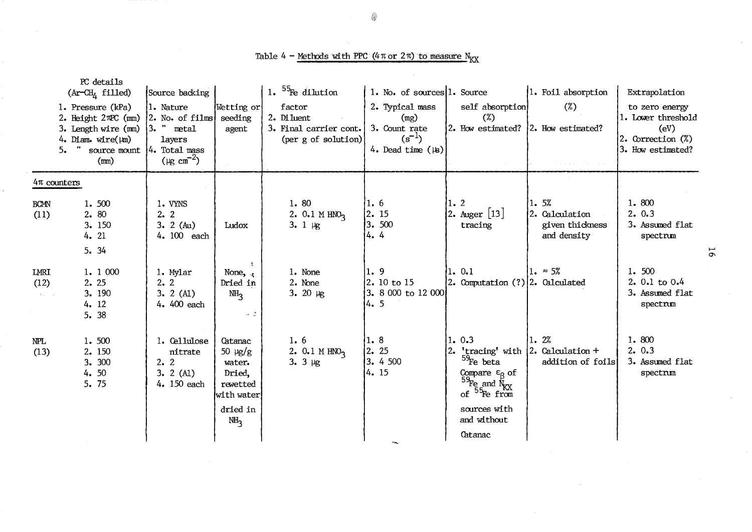Table 4 - Methods with PPC ($4\pi$ or $2\pi$) to measure $N_{KX}$

| PC details ($Ar$-$CH_4$ filled)<br>1. Pressure (kPa)<br>2. Height $2\pi$PC (mm)<br>3. Length wire (mm)<br>4. Diam. wire(μm)<br>5. " source mount (mm) | | Source backing<br>1. Nature<br>2. No. of films<br>3. " metal layers<br>4. Total mass (μg cm$^{-2}$) | Wetting or seeding agent | 1. $^{55}$Fe dilution factor<br>2. Diluent<br>3. Final carrier cont. (per g of solution) | 1. No. of sources<br>2. Typical mass (mg)<br>3. Count rate (s$^{-1}$)<br>4. Dead time (μs) | 1. Source self absorption (%)<br>2. How estimated? | 1. Foil absorption (%)<br>2. How estimated? | Extrapolation to zero energy<br>1. Lower threshold (eV)<br>2. Correction (%)<br>3. How estimated? |
|---|---|---|---|---|---|---|---|---|
| $4\pi$ counters | | | | | | | | |
| BCMN (11) | 1. 500<br>2. 80<br>3. 150<br>4. 21<br>5. 34 | 1. VYNS<br>2. 2<br>3. 2 (Au)<br>4. 100 each | Ludox | 1. 80<br>2. 0.1 M $HNO_3$<br>3. 1 μg | 1. 6<br>2. 15<br>3. 500<br>4. 4 | 1. 2<br>2. Auger [13] tracing | 1. 5%<br>2. Calculation given thickness and density | 1. 800<br>2. 0.3<br>3. Assumed flat spectrum |
| LMRI (12) | 1. 1 000<br>2. 25<br>3. 190<br>4. 12<br>5. 38 | 1. Mylar<br>2. 2<br>3. 2 (Al)<br>4. 400 each | None, Dried in $NH_3$ | 1. None<br>2. None<br>3. 20 μg | 1. 9<br>2. 10 to 15<br>3. 8 000 to 12 000<br>4. 5 | 1. 0.1<br>2. Computation (?) | 1. ≈ 5%<br>2. Calculated | 1. 500<br>2. 0.1 to 0.4<br>3. Assumed flat spectrum |
| NPL (13) | 1. 500<br>2. 150<br>3. 300<br>4. 50<br>5. 75 | 1. Cellulose nitrate<br>2. 2<br>3. 2 (Al)<br>4. 150 each | Catanac 50 μg/g water. Dried, rewetted with water dried in $NH_3$ | 1. 6<br>2. 0.1 M $HNO_3$<br>3. 3 μg | 1. 8<br>2. 25<br>3. 4 500<br>4. 15 | 1. 0.3<br>2. 'tracing' with $^{59}$Fe beta Compare $\varepsilon_\beta$ of $^{59}$Fe and $N_{KX}$ of $^{55}$Fe from sources with and without Catanac | 1. 2%<br>2. Calculation + addition of foils | 1. 800<br>2. 0.3<br>3. Assumed flat spectrum |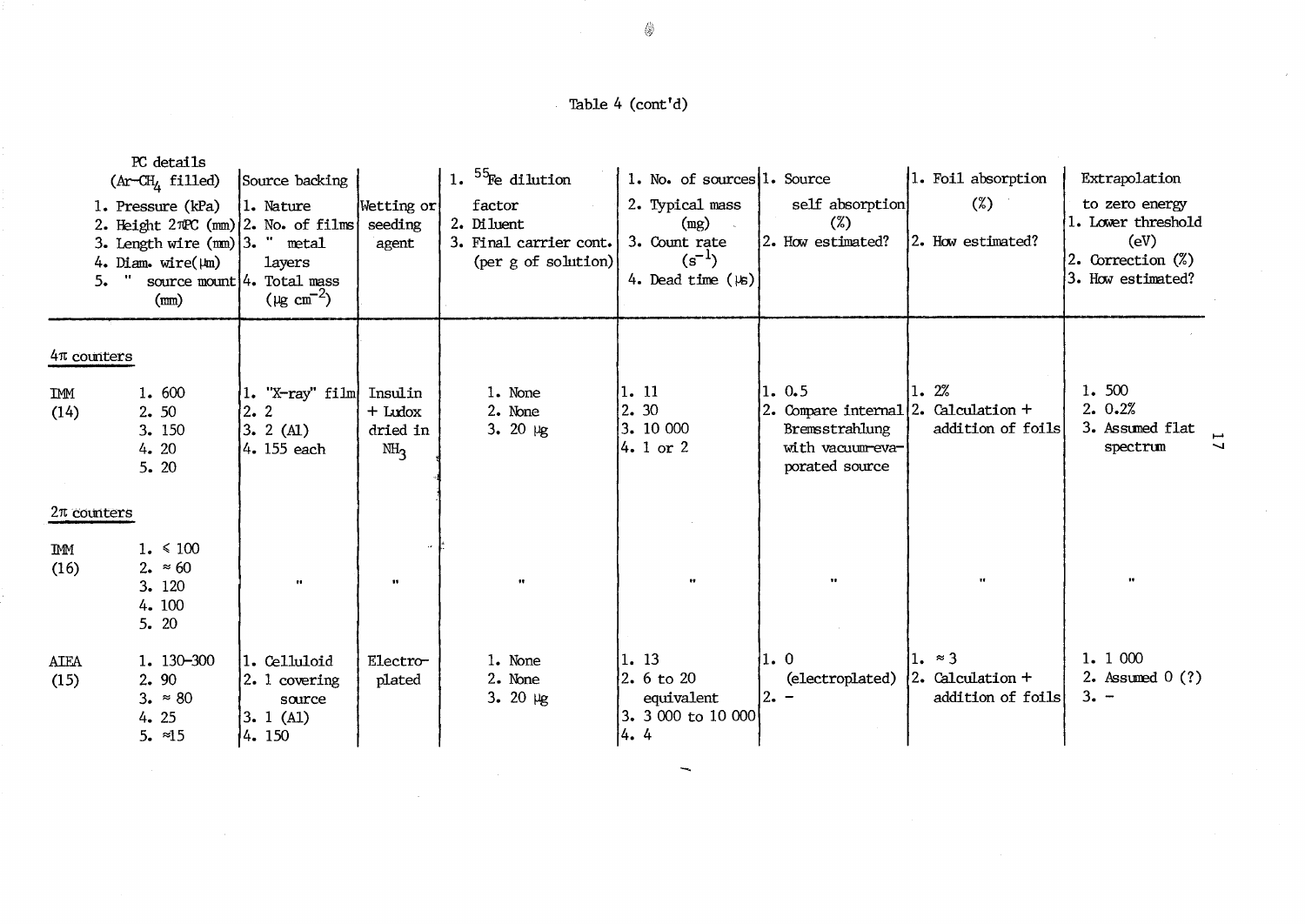Table 4 (cont'd)

| | PC details ($Ar-CH_4$ filled)<br>1. Pressure (kPa)<br>2. Height 2πPC (mm)<br>3. Length wire (mm)<br>4. Diam. wire(μm)<br>5. " source mount (mm) | Source backing<br>1. Nature<br>2. No. of films<br>3. " metal layers<br>4. Total mass (μg $cm^{-2}$) | Wetting or seeding agent | 1. $^{55}Fe$ dilution factor<br>2. Diluent<br>3. Final carrier cont. (per g of solution) | 1. No. of sources<br>2. Typical mass (mg)<br>3. Count rate ($s^{-1}$)<br>4. Dead time (μs) | 1. Source self absorption (%)<br>2. How estimated? | 1. Foil absorption (%)<br>2. How estimated? | Extrapolation to zero energy<br>1. Lower threshold (eV)<br>2. Correction (%)<br>3. How estimated? |
|---|---|---|---|---|---|---|---|---|
| **4π counters** | | | | | | | | |
| IMM (14) | 1. 600<br>2. 50<br>3. 150<br>4. 20<br>5. 20 | 1. "X-ray" film<br>2. 2<br>3. 2 (Al)<br>4. 155 each | Insulin + Ludox dried in $NH_3$ | 1. None<br>2. None<br>3. 20 μg | 1. 11<br>2. 30<br>3. 10 000<br>4. 1 or 2 | 1. 0.5<br>2. Compare internal Bremsstrahlung with vacuum-evaporated source | 1. 2%<br>2. Calculation + addition of foils | 1. 500<br>2. 0.2%<br>3. Assumed flat spectrum |
| **2π counters** | | | | | | | | |
| IMM (16) | 1. ≤ 100<br>2. ≈ 60<br>3. 120<br>4. 100<br>5. 20 | " | " | " | " | " | " | " |
| AIEA (15) | 1. 130-300<br>2. 90<br>3. ≈ 80<br>4. 25<br>5. ≈15 | 1. Celluloid<br>2. 1 covering source<br>3. 1 (Al)<br>4. 150 | Electroplated | 1. None<br>2. None<br>3. 20 μg | 1. 13<br>2. 6 to 20 equivalent<br>3. 3 000 to 10 000<br>4. 4 | 1. 0 (electroplated)<br>2. - | 1. ≈ 3<br>2. Calculation + addition of foils | 1. 1 000<br>2. Assumed 0 (?)<br>3. - |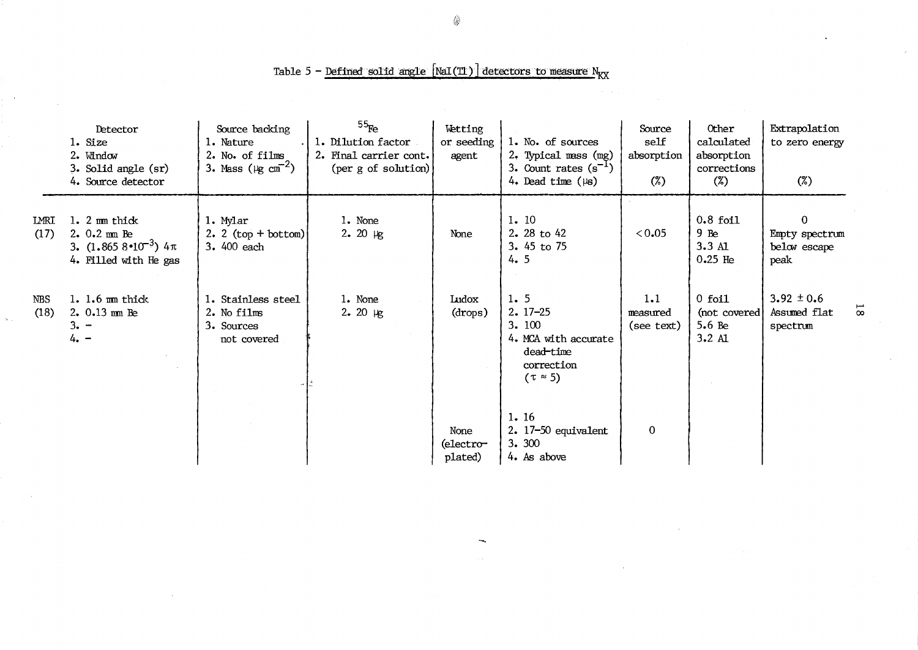Table 5 – Defined solid angle [NaI(Tl)] detectors to measure $N_{KX}$

| | Detector<br>1. Size<br>2. Window<br>3. Solid angle (sr)<br>4. Source detector | Source backing<br>1. Nature<br>2. No. of films<br>3. Mass ($\mu g\ cm^{-2}$) | $^{55}Fe$<br>1. Dilution factor<br>2. Final carrier cont. (per g of solution) | Wetting or seeding agent | 1. No. of sources<br>2. Typical mass (mg)<br>3. Count rates ($s^{-1}$)<br>4. Dead time ($\mu s$) | Source self absorption (%) | Other calculated absorption corrections (%) | Extrapolation to zero energy (%) |
|---|---|---|---|---|---|---|---|---|
| LMRI (17) | 1. 2 mm thick<br>2. 0.2 mm Be<br>3. $(1.865\ 8 \cdot 10^{-3})\ 4\pi$<br>4. Filled with He gas | 1. Mylar<br>2. 2 (top + bottom)<br>3. 400 each | 1. None<br>2. 20 µg | None | 1. 10<br>2. 28 to 42<br>3. 45 to 75<br>4. 5 | < 0.05 | 0.8 foil<br>9 Be<br>3.3 Al<br>0.25 He | 0<br>Empty spectrum below escape peak |
| NBS (18) | 1. 1.6 mm thick<br>2. 0.13 mm Be<br>3. –<br>4. – | 1. Stainless steel<br>2. No films<br>3. Sources not covered | 1. None<br>2. 20 µg | Ludox (drops) | 1. 5<br>2. 17–25<br>3. 100<br>4. MCA with accurate dead-time correction ($\tau \approx 5$) | 1.1 measured (see text) | 0 foil (not covered)<br>5.6 Be<br>3.2 Al | 3.92 ± 0.6<br>Assumed flat spectrum |
| | | | | None (electro-plated) | 1. 16<br>2. 17–50 equivalent<br>3. 300<br>4. As above | 0 | | |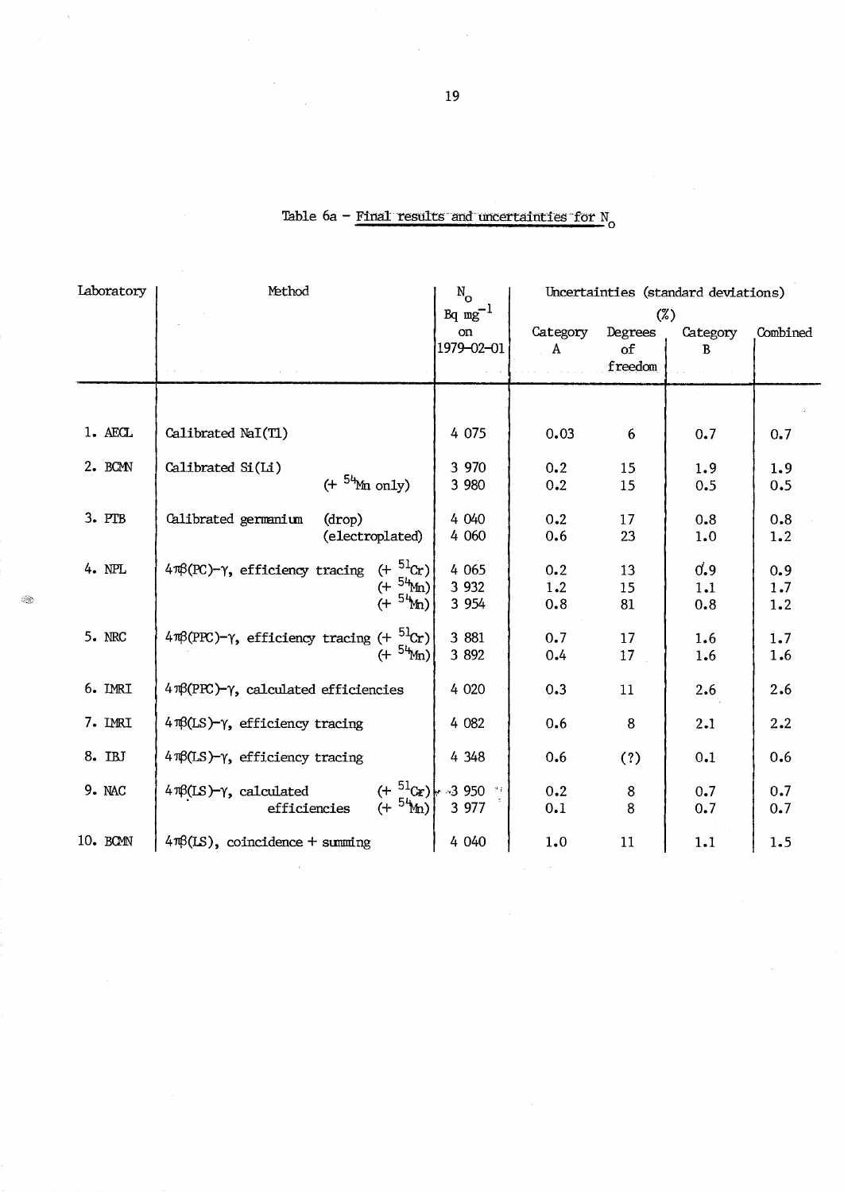Table 6a – Final results and uncertainties for $N_o$

| Laboratory | Method | $N_o$ Bq mg$^{-1}$ on 1979-02-01 | Uncertainties (standard deviations) (%) | | | |
|---|---|---|---|---|---|---|
| | | | Category A | Degrees of freedom | Category B | Combined |
| 1. AECL | Calibrated NaI(Tl) | 4 075 | 0.03 | 6 | 0.7 | 0.7 |
| 2. BCMN | Calibrated Si(Li) | 3 970 | 0.2 | 15 | 1.9 | 1.9 |
| | (+ $^{54}$Mn only) | 3 980 | 0.2 | 15 | 0.5 | 0.5 |
| 3. PTB | Calibrated germanium (drop) | 4 040 | 0.2 | 17 | 0.8 | 0.8 |
| | (electroplated) | 4 060 | 0.6 | 23 | 1.0 | 1.2 |
| 4. NPL | 4πβ(PC)-γ, efficiency tracing (+ $^{51}$Cr) | 4 065 | 0.2 | 13 | 0.9 | 0.9 |
| | (+ $^{54}$Mn) | 3 932 | 1.2 | 15 | 1.1 | 1.7 |
| | (+ $^{54}$Mn) | 3 954 | 0.8 | 81 | 0.8 | 1.2 |
| 5. NRC | 4πβ(PPC)-γ, efficiency tracing (+ $^{51}$Cr) | 3 881 | 0.7 | 17 | 1.6 | 1.7 |
| | (+ $^{54}$Mn) | 3 892 | 0.4 | 17 | 1.6 | 1.6 |
| 6. IMRI | 4πβ(PPC)-γ, calculated efficiencies | 4 020 | 0.3 | 11 | 2.6 | 2.6 |
| 7. IMRI | 4πβ(LS)-γ, efficiency tracing | 4 082 | 0.6 | 8 | 2.1 | 2.2 |
| 8. IBJ | 4πβ(LS)-γ, efficiency tracing | 4 348 | 0.6 | (?) | 0.1 | 0.6 |
| 9. NAC | 4πβ(LS)-γ, calculated efficiencies (+ $^{51}$Cr) | 3 950 | 0.2 | 8 | 0.7 | 0.7 |
| | (+ $^{54}$Mn) | 3 977 | 0.1 | 8 | 0.7 | 0.7 |
| 10. BCMN | 4πβ(LS), coincidence + summing | 4 040 | 1.0 | 11 | 1.1 | 1.5 |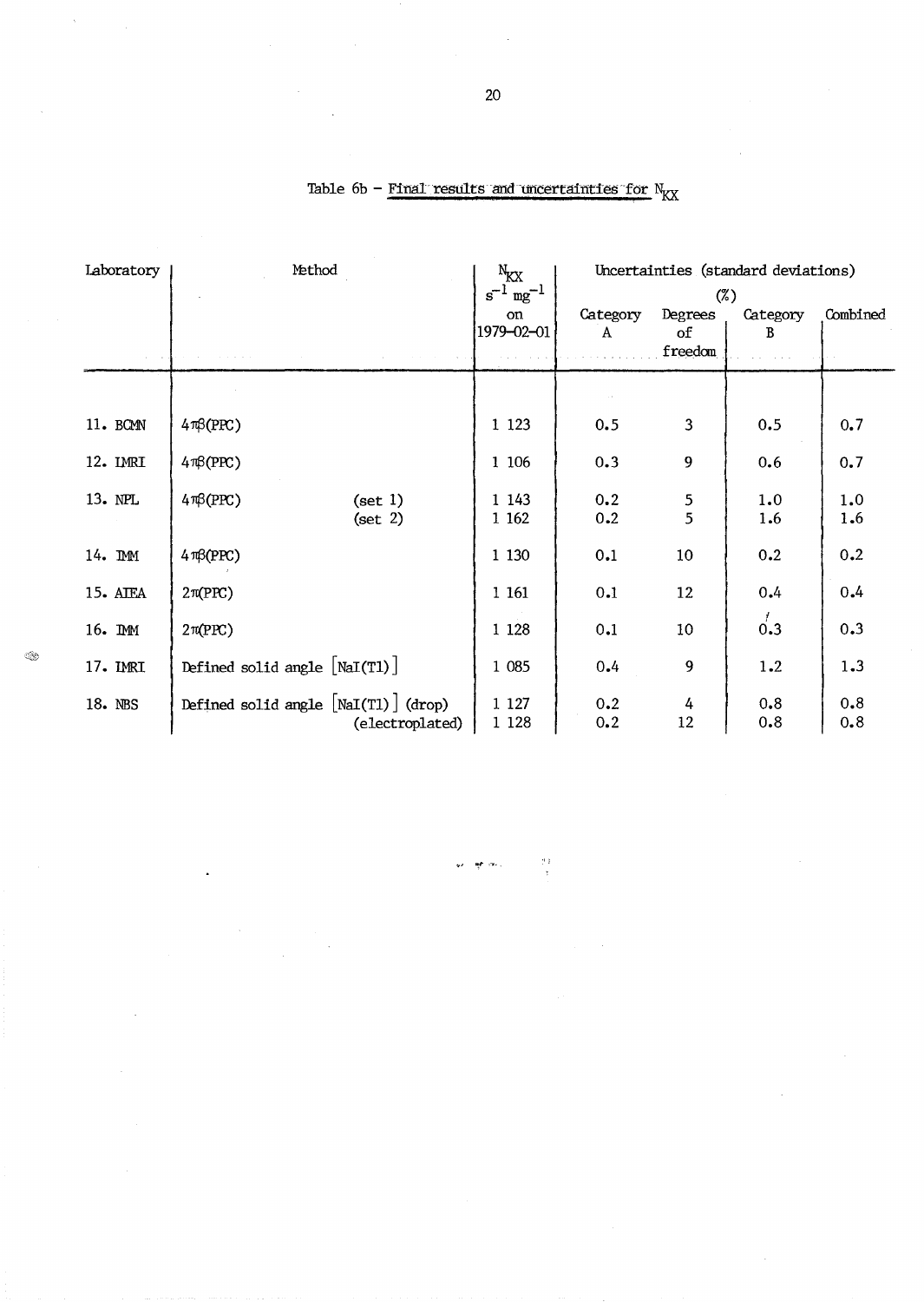Table 6b – Final results and uncertainties for $N_{KX}$

| Laboratory | Method | | $N_{KX}$ $s^{-1}\ mg^{-1}$ on 1979-02-01 | Uncertainties (standard deviations) (%) | | | |
|---|---|---|---|---|---|---|---|
| | | | | Category A | Degrees of freedom | Category B | Combined |
| 11. BCMN | 4πβ(PPC) | | 1 123 | 0.5 | 3 | 0.5 | 0.7 |
| 12. IMRI | 4πβ(PPC) | | 1 106 | 0.3 | 9 | 0.6 | 0.7 |
| 13. NPL | 4πβ(PPC) | (set 1) | 1 143 | 0.2 | 5 | 1.0 | 1.0 |
| | | (set 2) | 1 162 | 0.2 | 5 | 1.6 | 1.6 |
| 14. IMM | 4πβ(PPC) | | 1 130 | 0.1 | 10 | 0.2 | 0.2 |
| 15. AIEA | 2π(PPC) | | 1 161 | 0.1 | 12 | 0.4 | 0.4 |
| 16. IMM | 2π(PPC) | | 1 128 | 0.1 | 10 | 0.3 | 0.3 |
| 17. IMRI | Defined solid angle [NaI(Tl)] | | 1 085 | 0.4 | 9 | 1.2 | 1.3 |
| 18. NBS | Defined solid angle [NaI(Tl)] | (drop) | 1 127 | 0.2 | 4 | 0.8 | 0.8 |
| | | (electroplated) | 1 128 | 0.2 | 12 | 0.8 | 0.8 |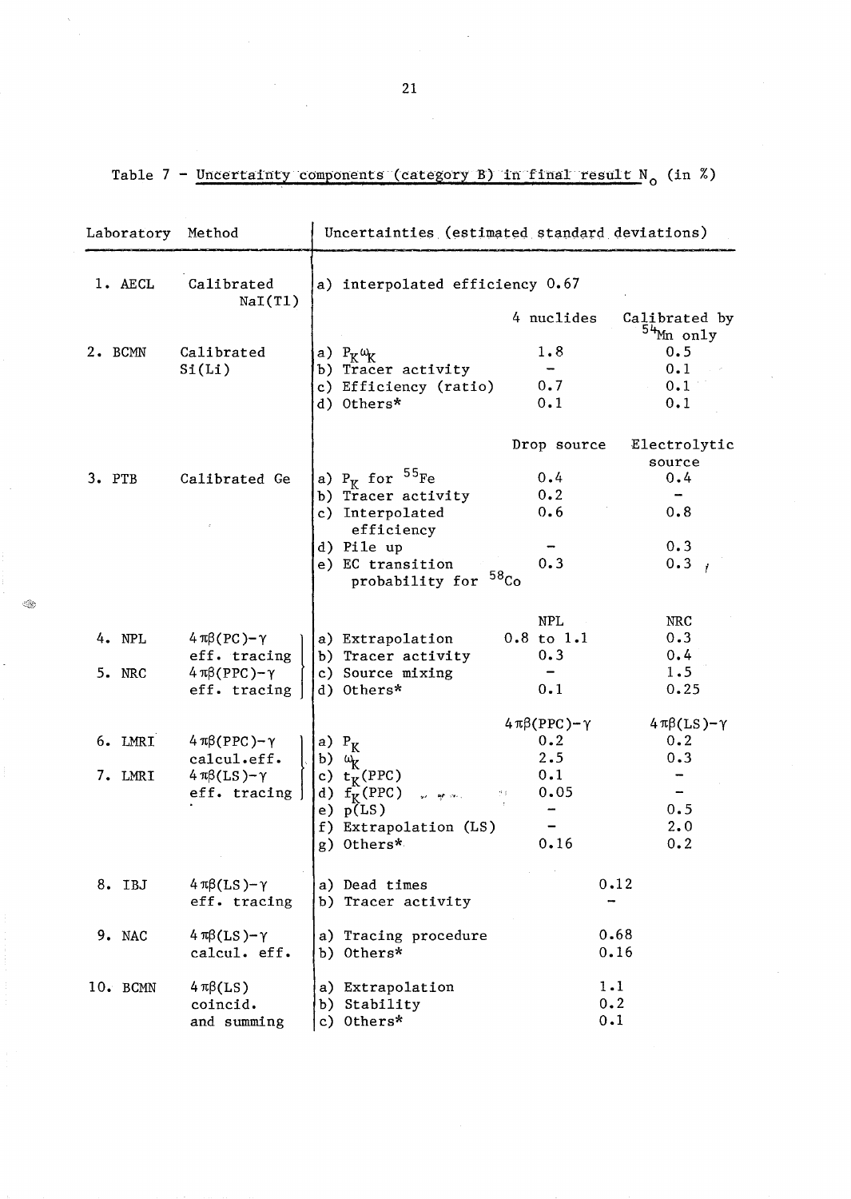Table 7 - Uncertainty components (category B) in final result $N_o$ (in %)

| Laboratory | Method | Uncertainties (estimated standard deviations) | | |
|---|---|---|---|---|
| 1. AECL | Calibrated NaI(Tl) | a) interpolated efficiency 0.67 | | |
| | | | 4 nuclides | Calibrated by $^{54}$Mn only |
| 2. BCMN | Calibrated Si(Li) | a) $P_K \omega_K$ | 1.8 | 0.5 |
| | | b) Tracer activity | – | 0.1 |
| | | c) Efficiency (ratio) | 0.7 | 0.1 |
| | | d) Others* | 0.1 | 0.1 |
| | | | Drop source | Electrolytic source |
| 3. PTB | Calibrated Ge | a) $P_K$ for $^{55}$Fe | 0.4 | 0.4 |
| | | b) Tracer activity | 0.2 | – |
| | | c) Interpolated efficiency | 0.6 | 0.8 |
| | | d) Pile up | – | 0.3 |
| | | e) EC transition probability for $^{58}$Co | 0.3 | 0.3 |
| | | | NPL | NRC |
| 4. NPL | $4\pi\beta$(PC)-$\gamma$ eff. tracing | a) Extrapolation | 0.8 to 1.1 | 0.3 |
| | | b) Tracer activity | 0.3 | 0.4 |
| 5. NRC | $4\pi\beta$(PPC)-$\gamma$ eff. tracing | c) Source mixing | – | 1.5 |
| | | d) Others* | 0.1 | 0.25 |
| | | | $4\pi\beta$(PPC)-$\gamma$ | $4\pi\beta$(LS)-$\gamma$ |
| 6. LMRI | $4\pi\beta$(PPC)-$\gamma$ calcul.eff. | a) $P_K$ | 0.2 | 0.2 |
| | | b) $\omega_K$ | 2.5 | 0.3 |
| 7. LMRI | $4\pi\beta$(LS)-$\gamma$ eff. tracing | c) $t_K$(PPC) | 0.1 | – |
| | | d) $f_K$(PPC) | 0.05 | – |
| | | e) p(LS) | – | 0.5 |
| | | f) Extrapolation (LS) | – | 2.0 |
| | | g) Others* | 0.16 | 0.2 |
| 8. IBJ | $4\pi\beta$(LS)-$\gamma$ eff. tracing | a) Dead times | 0.12 | |
| | | b) Tracer activity | – | |
| 9. NAC | $4\pi\beta$(LS)-$\gamma$ calcul. eff. | a) Tracing procedure | 0.68 | |
| | | b) Others* | 0.16 | |
| 10. BCMN | $4\pi\beta$(LS) coincid. and summing | a) Extrapolation | 1.1 | |
| | | b) Stability | 0.2 | |
| | | c) Others* | 0.1 | |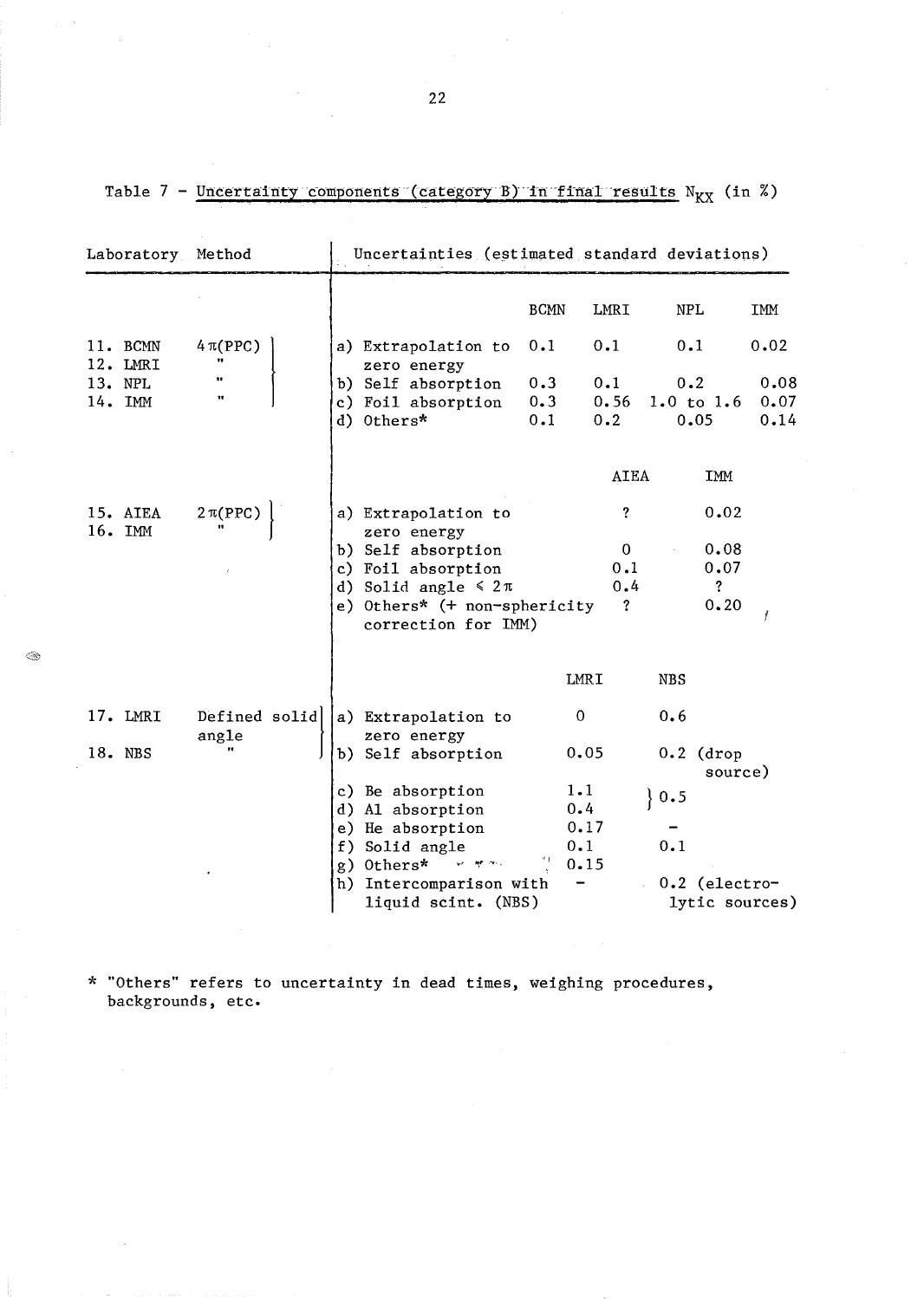Table 7 - Uncertainty components (category B) in final results $N_{KX}$ (in %)

| Laboratory | Method | Uncertainties (estimated standard deviations) | | | | |
|---|---|---|---|---|---|---|
| | | | BCMN | LMRI | NPL | IMM |
| 11. BCMN | $4\pi$(PPC) | a) Extrapolation to zero energy | 0.1 | 0.1 | 0.1 | 0.02 |
| 12. LMRI | " | b) Self absorption | 0.3 | 0.1 | 0.2 | 0.08 |
| 13. NPL | " | c) Foil absorption | 0.3 | 0.56 | 1.0 to 1.6 | 0.07 |
| 14. IMM | " | d) Others* | 0.1 | 0.2 | 0.05 | 0.14 |
| | | | AIEA | IMM | | |
| 15. AIEA | $2\pi$(PPC) | a) Extrapolation to zero energy | ? | 0.02 | | |
| 16. IMM | " | b) Self absorption | 0 | 0.08 | | |
| | | c) Foil absorption | 0.1 | 0.07 | | |
| | | d) Solid angle $\leqslant 2\pi$ | 0.4 | ? | | |
| | | e) Others* (+ non-sphericity correction for IMM) | ? | 0.20 | | |
| | | | LMRI | NBS | | |
| 17. LMRI | Defined solid angle | a) Extrapolation to zero energy | 0 | 0.6 | | |
| 18. NBS | " | b) Self absorption | 0.05 | 0.2 (drop source) | | |
| | | c) Be absorption | 1.1 | 0.5 (c, d) | | |
| | | d) Al absorption | 0.4 | | | |
| | | e) He absorption | 0.17 | - | | |
| | | f) Solid angle | 0.1 | 0.1 | | |
| | | g) Others* | 0.15 | | | |
| | | h) Intercomparison with liquid scint. (NBS) | - | 0.2 (electrolytic sources) | | |

\* "Others" refers to uncertainty in dead times, weighing procedures, backgrounds, etc.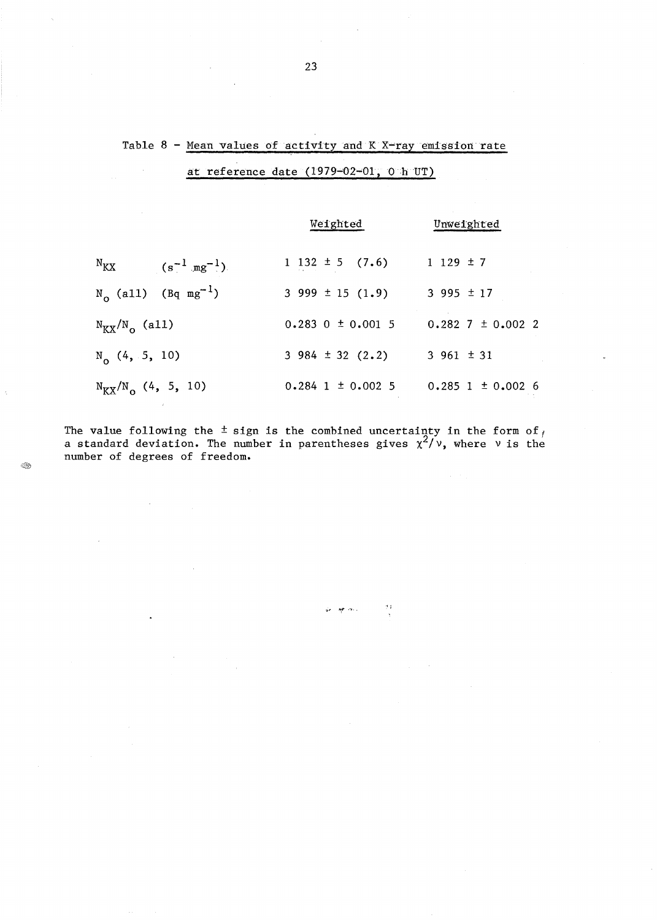Table 8 - Mean values of activity and K X-ray emission rate at reference date (1979-02-01, 0 h UT)

| | Weighted | Unweighted |
|---|---|---|
| $N_{KX}$ $(s^{-1}\ mg^{-1})$ | 1 132 ± 5 (7.6) | 1 129 ± 7 |
| $N_o$ (all) $(Bq\ mg^{-1})$ | 3 999 ± 15 (1.9) | 3 995 ± 17 |
| $N_{KX}/N_o$ (all) | 0.283 0 ± 0.001 5 | 0.282 7 ± 0.002 2 |
| $N_o$ (4, 5, 10) | 3 984 ± 32 (2.2) | 3 961 ± 31 |
| $N_{KX}/N_o$ (4, 5, 10) | 0.284 1 ± 0.002 5 | 0.285 1 ± 0.002 6 |

The value following the ± sign is the combined uncertainty in the form of a standard deviation. The number in parentheses gives $\chi^2/\nu$, where $\nu$ is the number of degrees of freedom.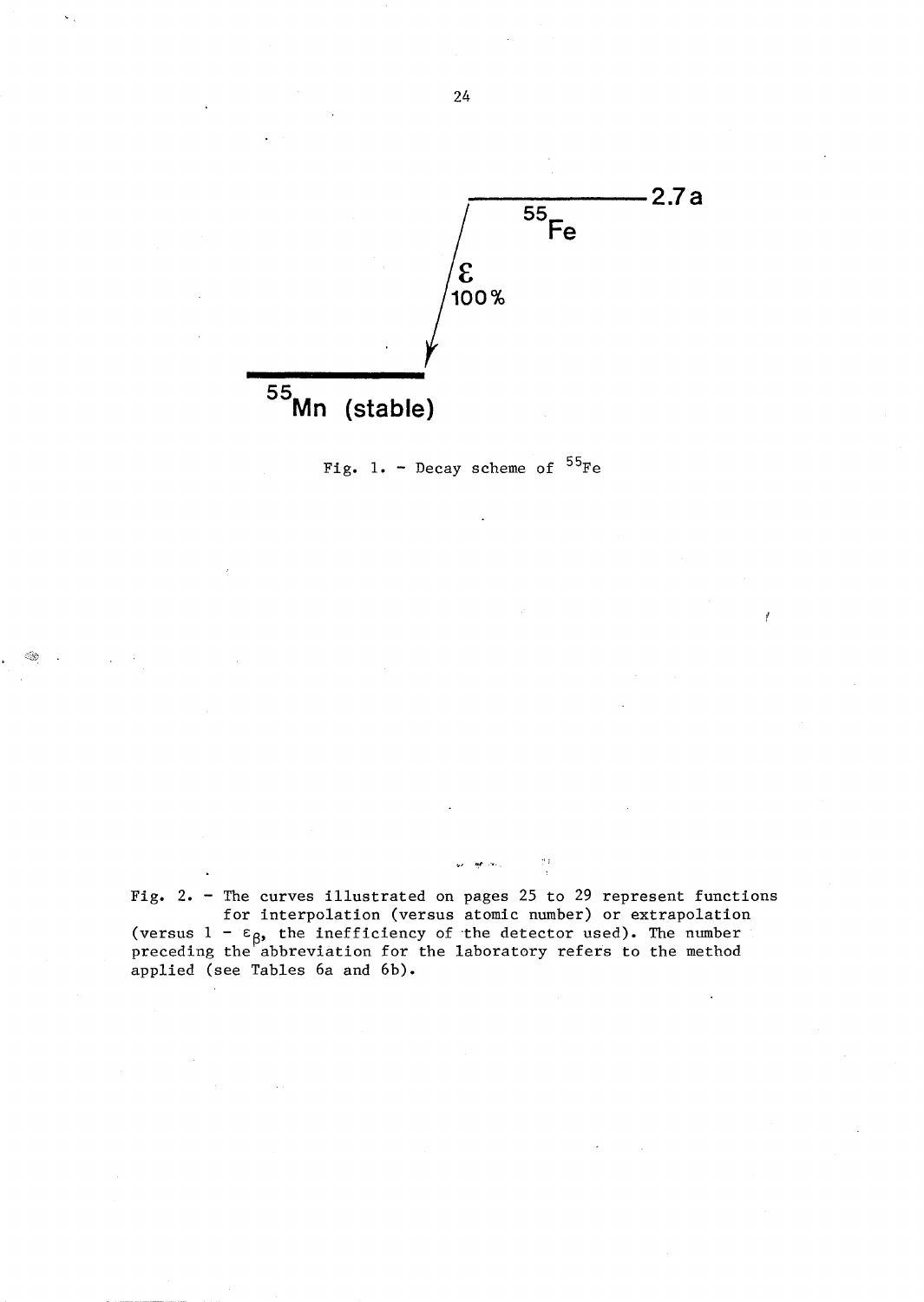2.7 a

$^{55}Fe$

$\varepsilon$

100%

$^{55}Mn$ (stable)

Fig. 1. - Decay scheme of $^{55}Fe$

Fig. 2. - The curves illustrated on pages 25 to 29 represent functions for interpolation (versus atomic number) or extrapolation (versus $1 - \varepsilon_\beta$, the inefficiency of the detector used). The number preceding the abbreviation for the laboratory refers to the method applied (see Tables 6a and 6b).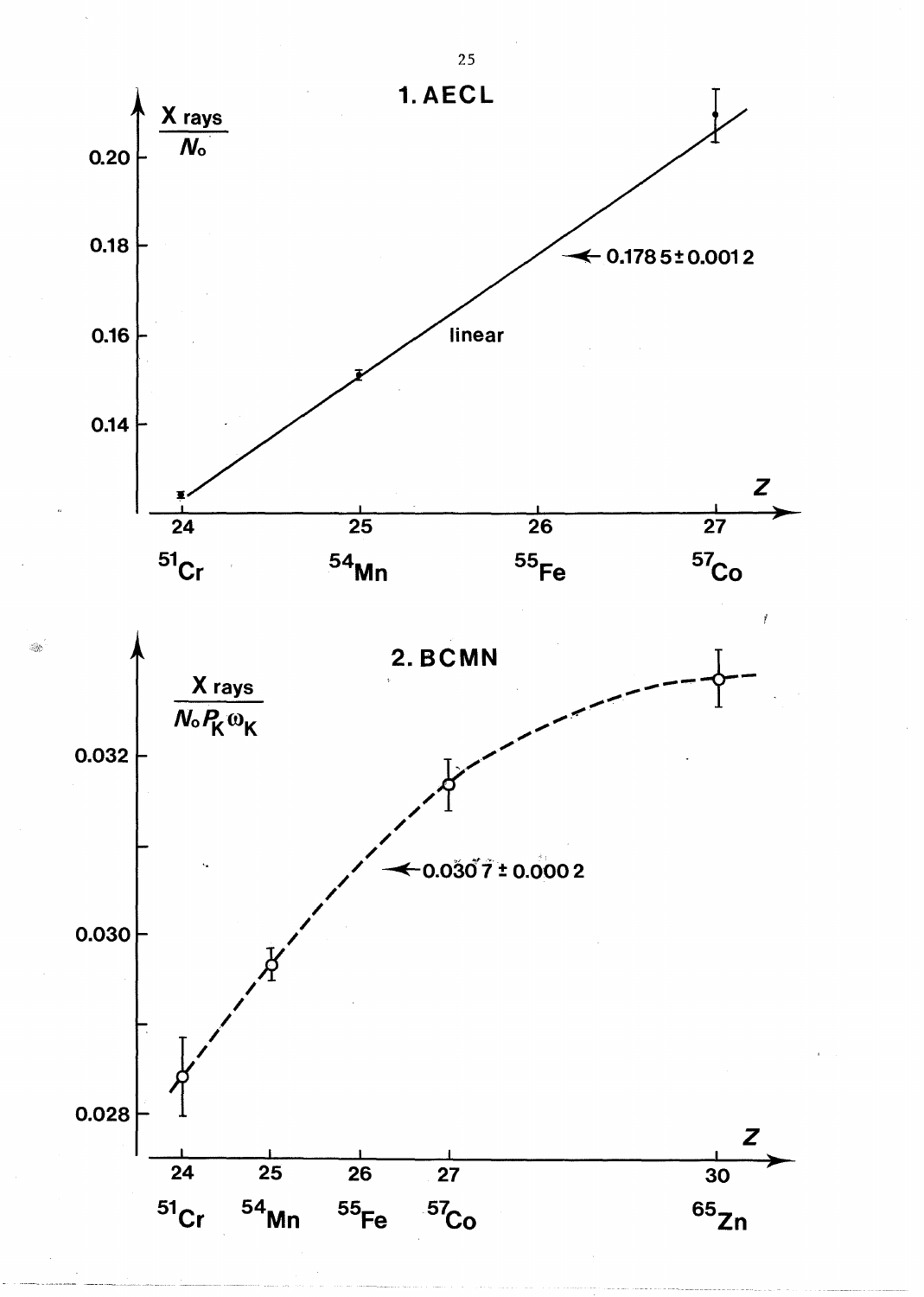## 1. AECL

$\frac{\text{X rays}}{N_o}$

0.20

0.18

0.16

0.14

← 0.1785 ± 0.0012

linear

$Z$

24 25 26 27

$^{51}Cr$ $^{54}Mn$ $^{55}Fe$ $^{57}Co$

## 2. BCMN

$\frac{\text{X rays}}{N_o P_K \omega_K}$

0.032

0.030

0.028

← 0.0307 ± 0.0002

$Z$

24 25 26 27 30

$^{51}Cr$ $^{54}Mn$ $^{55}Fe$ $^{57}Co$ $^{65}Zn$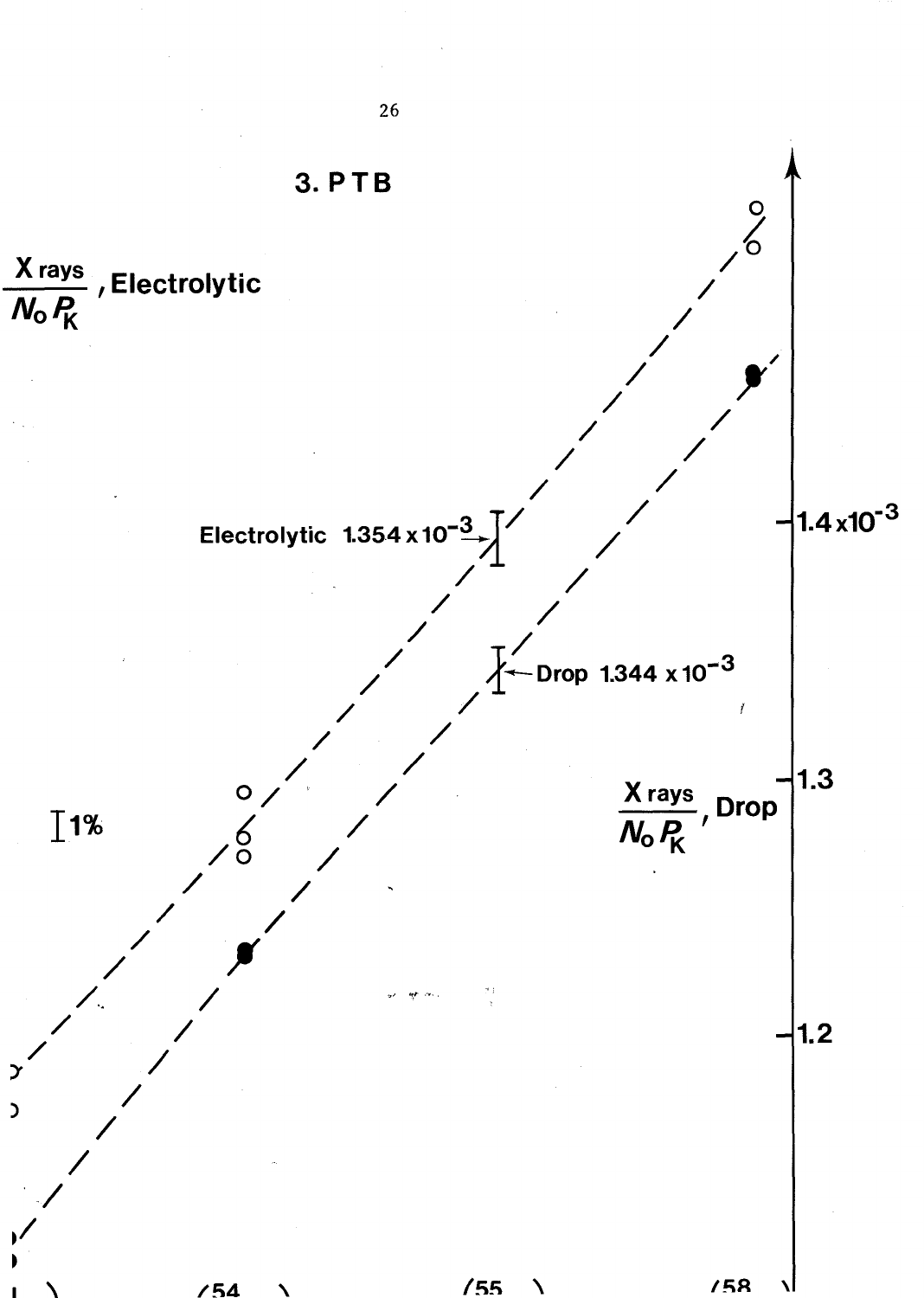### 3. PTB

$\frac{\text{X rays}}{N_o P_K}$, Electrolytic

Electrolytic $1.354 \times 10^{-3}$

Drop $1.344 \times 10^{-3}$

1%

$\frac{\text{X rays}}{N_o P_K}$, Drop

$1.4 \times 10^{-3}$

1.3

1.2

(54 )

(55 )

(58 )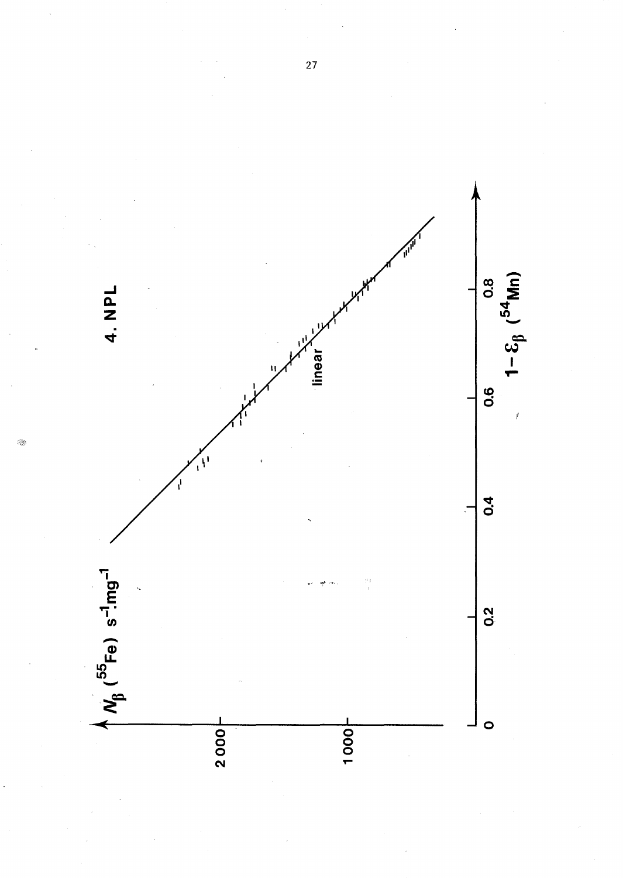**4. NPL**

$N_{\beta}$ ($^{55}$Fe) $s^{-1}.mg^{-1}$

2 000

1000

linear

0

0.2

0.4

0.6

0.8

$1-\varepsilon_{\beta}$ ($^{54}$Mn)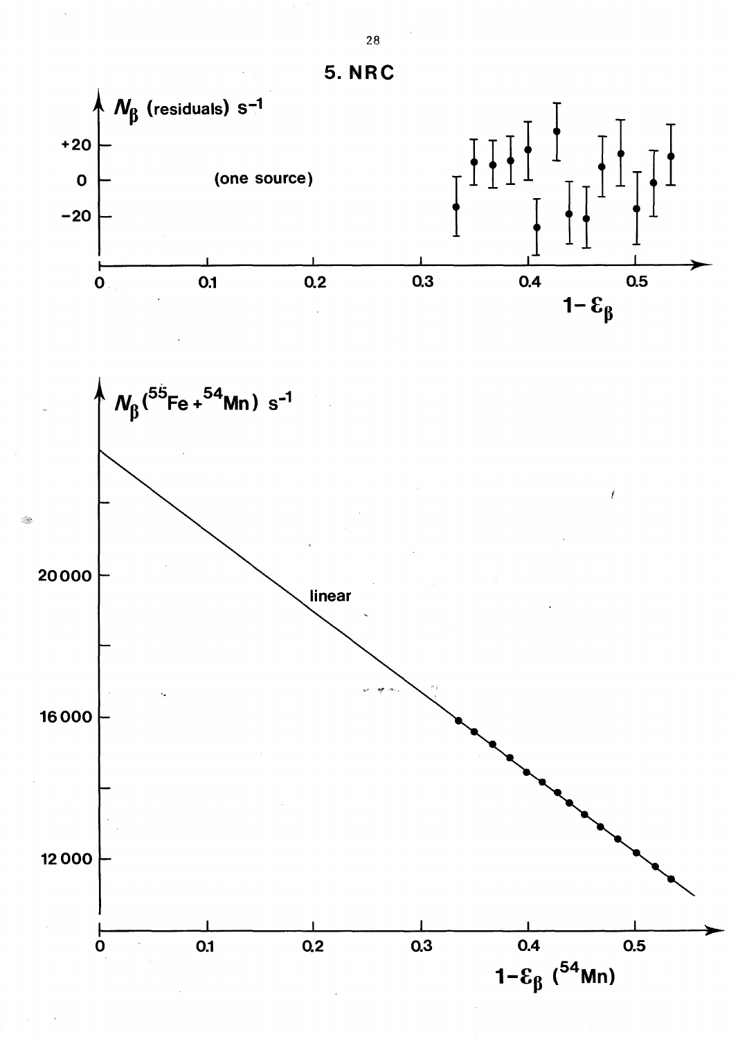# 5. NRC

$N_\beta$ (residuals) $s^{-1}$

(one source)

+20
0
−20

0 0.1 0.2 0.3 0.4 0.5

$1-\varepsilon_\beta$

$N_\beta(^{55}Fe + ^{54}Mn)$ $s^{-1}$

20000
16000
12000

linear

0 0.1 0.2 0.3 0.4 0.5

$1-\varepsilon_\beta$ ($^{54}Mn$)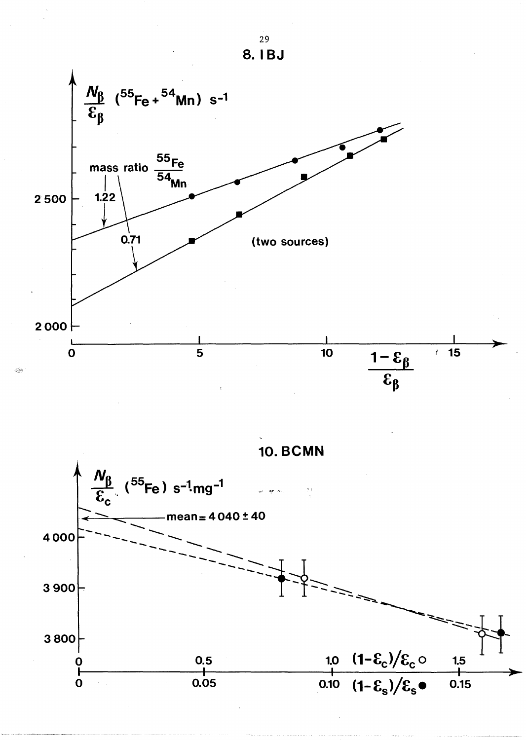## 8. IBJ

$\frac{N_\beta}{\varepsilon_\beta}$ ($^{55}Fe + ^{54}Mn$) $s^{-1}$

mass ratio $\frac{^{55}Fe}{^{54}Mn}$

1.22

0.71

(two sources)

$\frac{1-\varepsilon_\beta}{\varepsilon_\beta}$

## 10. BCMN

$\frac{N_\beta}{\varepsilon_c}$ ($^{55}Fe$) $s^{-1} \cdot mg^{-1}$

mean = 4 040 ± 40

$(1-\varepsilon_c)/\varepsilon_c$ ○

$(1-\varepsilon_s)/\varepsilon_s$ ●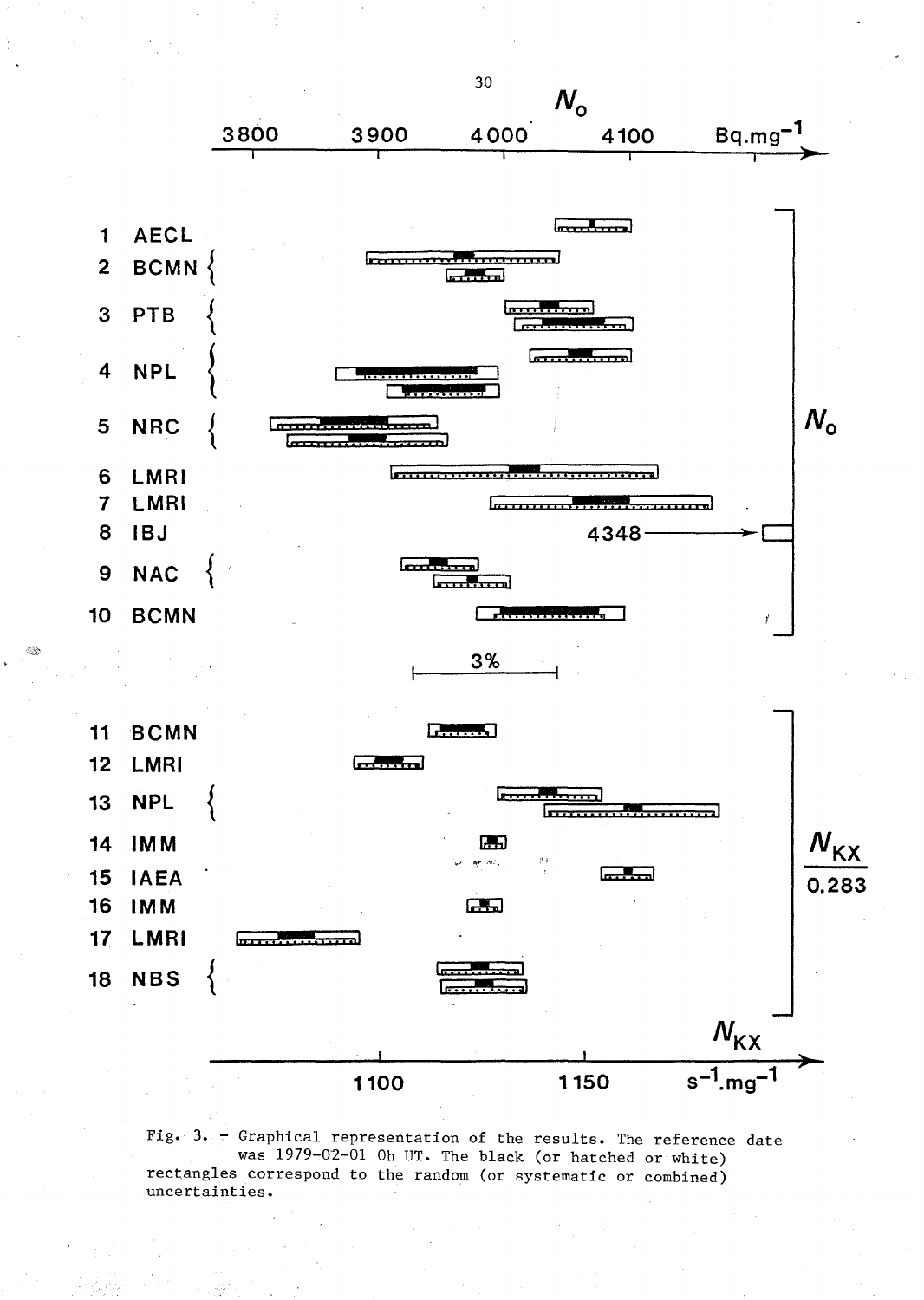Fig. 3. - Graphical representation of the results. The reference date was 1979-02-01 0h UT. The black (or hatched or white) rectangles correspond to the random (or systematic or combined) uncertainties.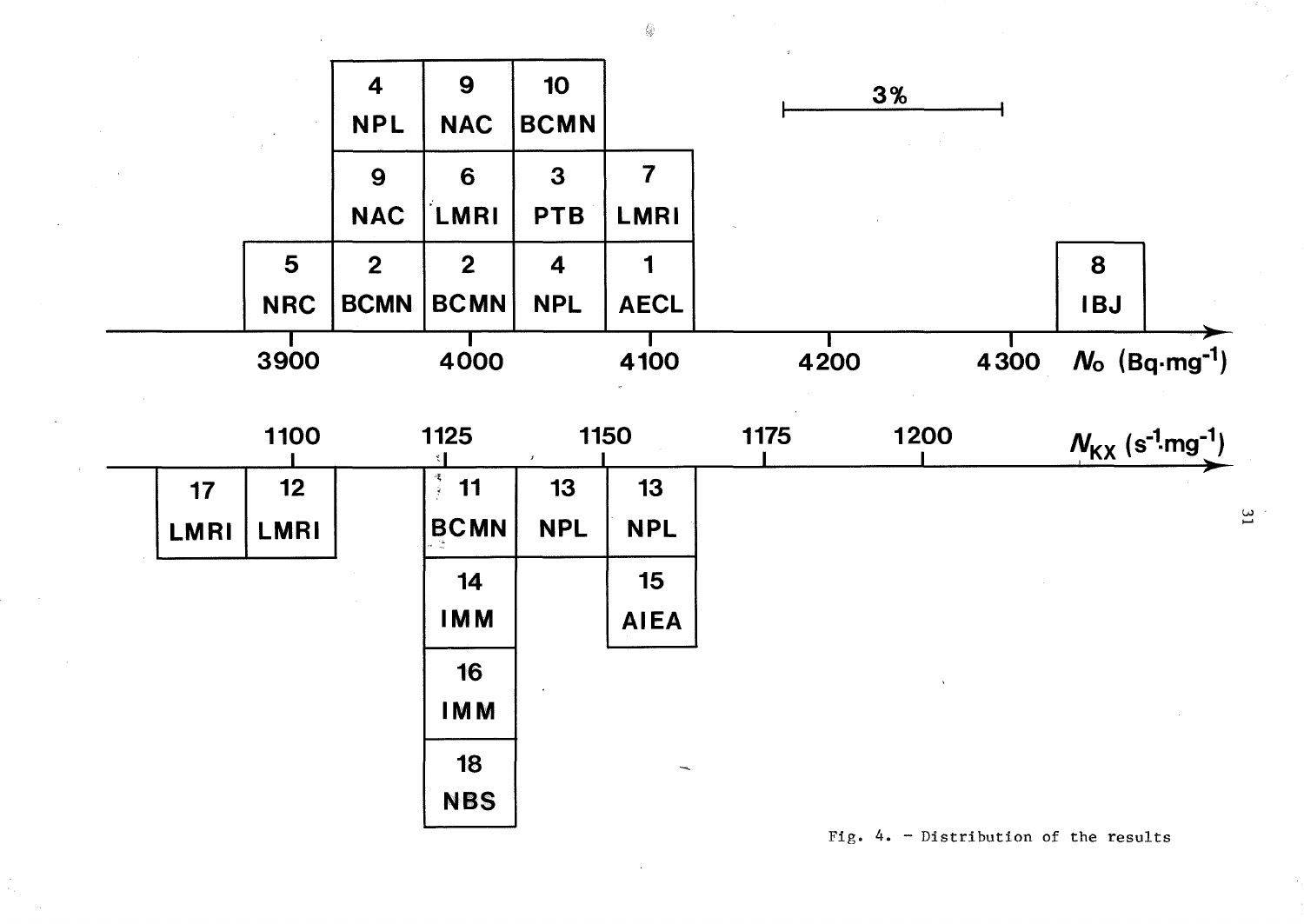Fig. 4. - Distribution of the results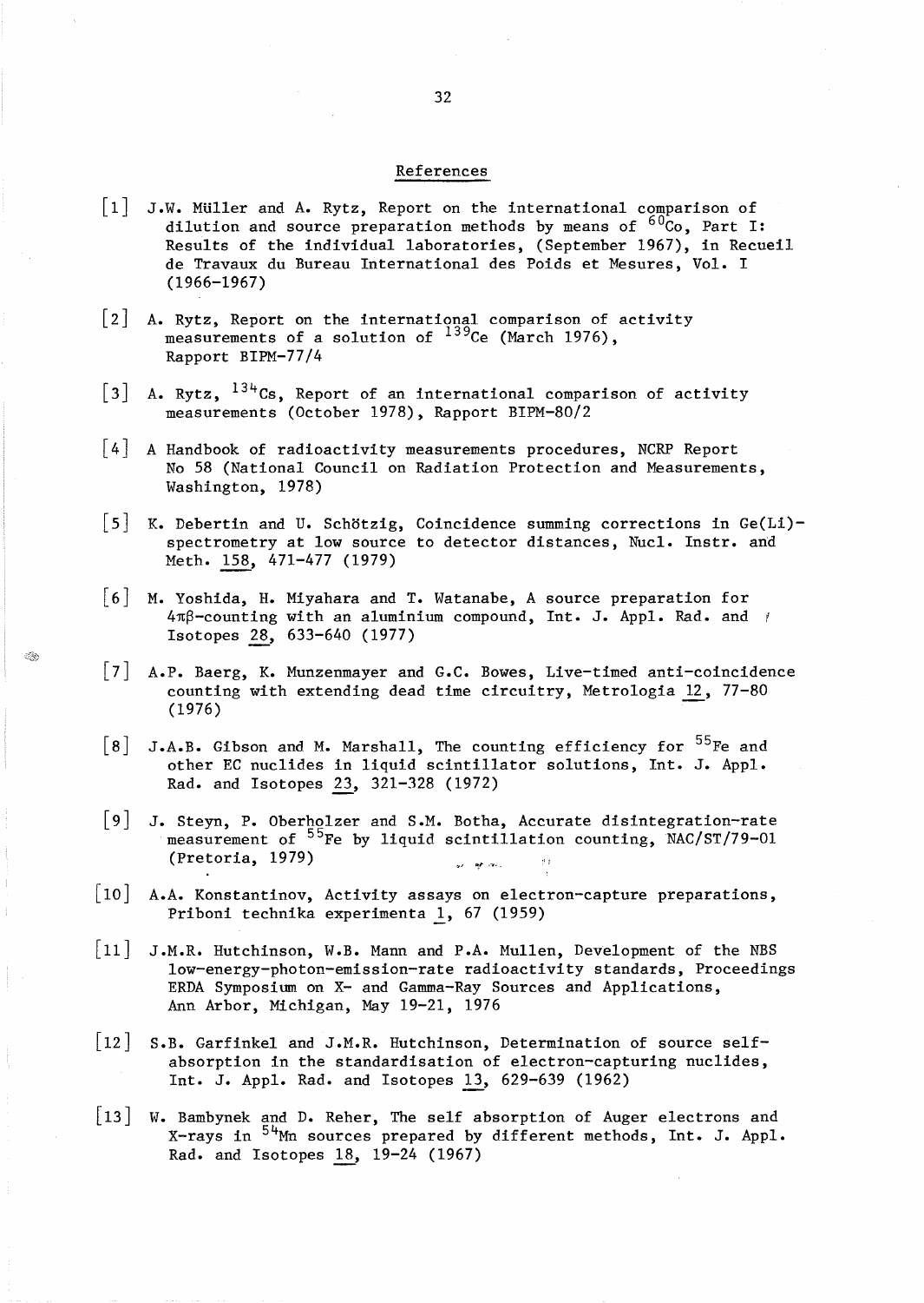## References

[1] J.W. Müller and A. Rytz, Report on the international comparison of dilution and source preparation methods by means of $^{60}Co$, Part I: Results of the individual laboratories, (September 1967), in Recueil de Travaux du Bureau International des Poids et Mesures, Vol. I (1966-1967)

[2] A. Rytz, Report on the international comparison of activity measurements of a solution of $^{139}Ce$ (March 1976), Rapport BIPM-77/4

[3] A. Rytz, $^{134}Cs$, Report of an international comparison of activity measurements (October 1978), Rapport BIPM-80/2

[4] A Handbook of radioactivity measurements procedures, NCRP Report No 58 (National Council on Radiation Protection and Measurements, Washington, 1978)

[5] K. Debertin and U. Schötzig, Coincidence summing corrections in Ge(Li)-spectrometry at low source to detector distances, Nucl. Instr. and Meth. 158, 471-477 (1979)

[6] M. Yoshida, H. Miyahara and T. Watanabe, A source preparation for $4\pi\beta$-counting with an aluminium compound, Int. J. Appl. Rad. and Isotopes 28, 633-640 (1977)

[7] A.P. Baerg, K. Munzenmayer and G.C. Bowes, Live-timed anti-coincidence counting with extending dead time circuitry, Metrologia 12, 77-80 (1976)

[8] J.A.B. Gibson and M. Marshall, The counting efficiency for $^{55}Fe$ and other EC nuclides in liquid scintillator solutions, Int. J. Appl. Rad. and Isotopes 23, 321-328 (1972)

[9] J. Steyn, P. Oberholzer and S.M. Botha, Accurate disintegration-rate measurement of $^{55}Fe$ by liquid scintillation counting, NAC/ST/79-01 (Pretoria, 1979)

[10] A.A. Konstantinov, Activity assays on electron-capture preparations, Priboni technika experimenta 1, 67 (1959)

[11] J.M.R. Hutchinson, W.B. Mann and P.A. Mullen, Development of the NBS low-energy-photon-emission-rate radioactivity standards, Proceedings ERDA Symposium on X- and Gamma-Ray Sources and Applications, Ann Arbor, Michigan, May 19-21, 1976

[12] S.B. Garfinkel and J.M.R. Hutchinson, Determination of source self-absorption in the standardisation of electron-capturing nuclides, Int. J. Appl. Rad. and Isotopes 13, 629-639 (1962)

[13] W. Bambynek and D. Reher, The self absorption of Auger electrons and X-rays in $^{54}Mn$ sources prepared by different methods, Int. J. Appl. Rad. and Isotopes 18, 19-24 (1967)